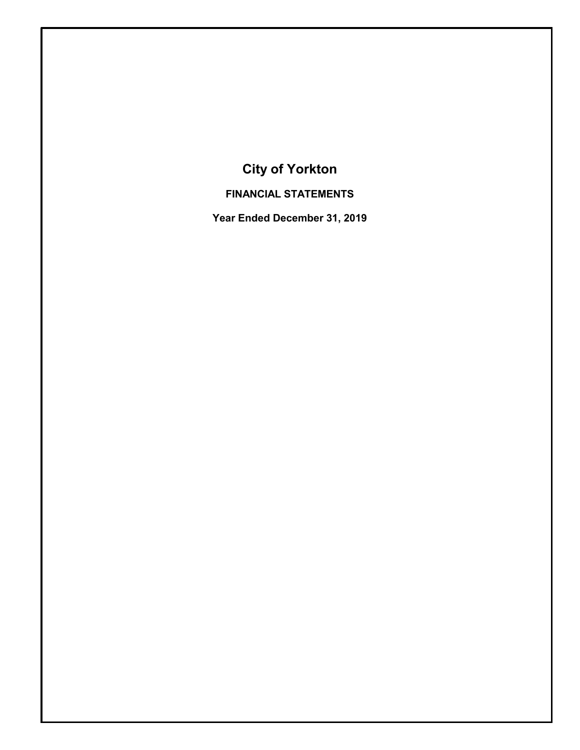# City of Yorkton

**FINANCIAL STATEMENTS**

**Year Ended December 31, 2019**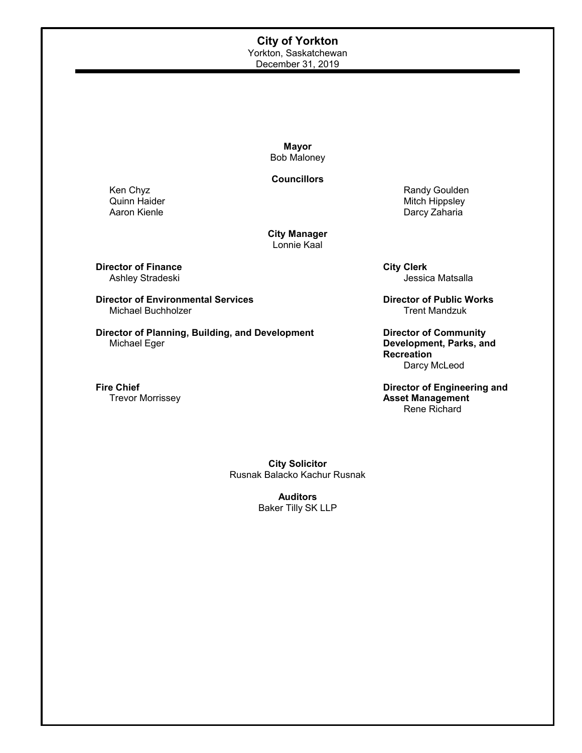# City of Yorkton

Yorkton, Saskatchewan

December 31, 2019

**Mayor**

Bob Maloney

**Councillors**

Ken Chyz

Quinn Haider

Aaron Kienle

Randy Goulden

Mitch Hippsley

Darcy Zaharia

**City Manager**

Lonnie Kaal

**Director of Finance**

Ashley Stradeski

**City Clerk**

Jessica Matsalla

**Director of Environmental Services**

Michael Buchholzer

**Director of Public Works**

Trent Mandzuk

**Director of Planning, Building, and Development**

Michael Eger

**Director of Community Development, Parks, and Recreation**

Darcy McLeod

**Fire Chief**

Trevor Morrissey

**Director of Engineering and Asset Management**

Rene Richard

**City Solicitor**

Rusnak Balacko Kachur Rusnak

**Auditors**

Baker Tilly SK LLP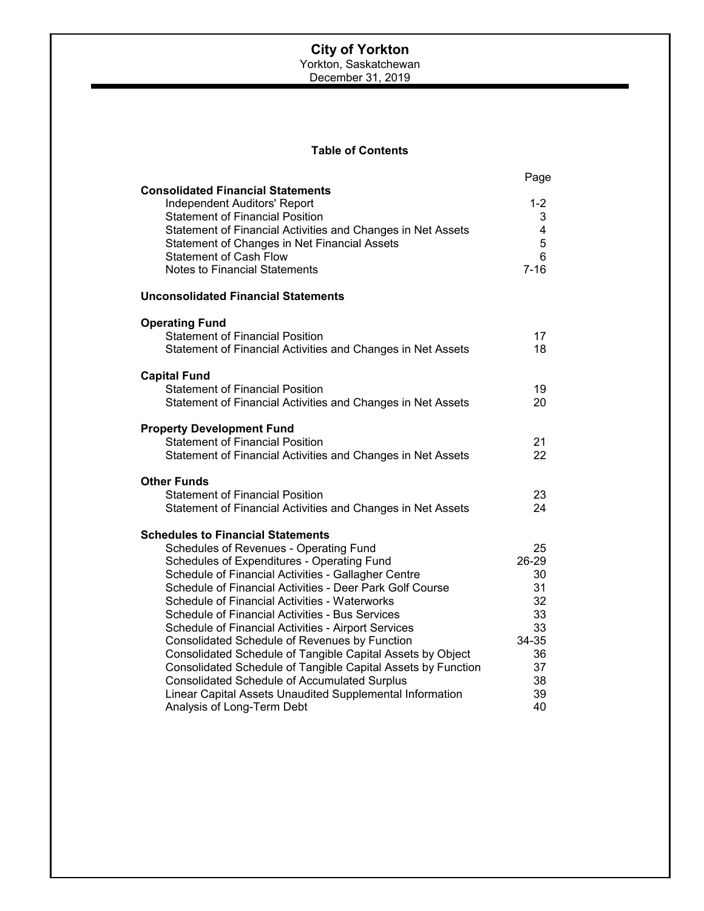# City of Yorkton

Yorkton, Saskatchewan

December 31, 2019

## Table of Contents

| | Page |
|---|---|
| **Consolidated Financial Statements** | |
| Independent Auditors' Report | 1-2 |
| Statement of Financial Position | 3 |
| Statement of Financial Activities and Changes in Net Assets | 4 |
| Statement of Changes in Net Financial Assets | 5 |
| Statement of Cash Flow | 6 |
| Notes to Financial Statements | 7-16 |
| **Unconsolidated Financial Statements** | |
| **Operating Fund** | |
| Statement of Financial Position | 17 |
| Statement of Financial Activities and Changes in Net Assets | 18 |
| **Capital Fund** | |
| Statement of Financial Position | 19 |
| Statement of Financial Activities and Changes in Net Assets | 20 |
| **Property Development Fund** | |
| Statement of Financial Position | 21 |
| Statement of Financial Activities and Changes in Net Assets | 22 |
| **Other Funds** | |
| Statement of Financial Position | 23 |
| Statement of Financial Activities and Changes in Net Assets | 24 |
| **Schedules to Financial Statements** | |
| Schedules of Revenues - Operating Fund | 25 |
| Schedules of Expenditures - Operating Fund | 26-29 |
| Schedule of Financial Activities - Gallagher Centre | 30 |
| Schedule of Financial Activities - Deer Park Golf Course | 31 |
| Schedule of Financial Activities - Waterworks | 32 |
| Schedule of Financial Activities - Bus Services | 33 |
| Schedule of Financial Activities - Airport Services | 33 |
| Consolidated Schedule of Revenues by Function | 34-35 |
| Consolidated Schedule of Tangible Capital Assets by Object | 36 |
| Consolidated Schedule of Tangible Capital Assets by Function | 37 |
| Consolidated Schedule of Accumulated Surplus | 38 |
| Linear Capital Assets Unaudited Supplemental Information | 39 |
| Analysis of Long-Term Debt | 40 |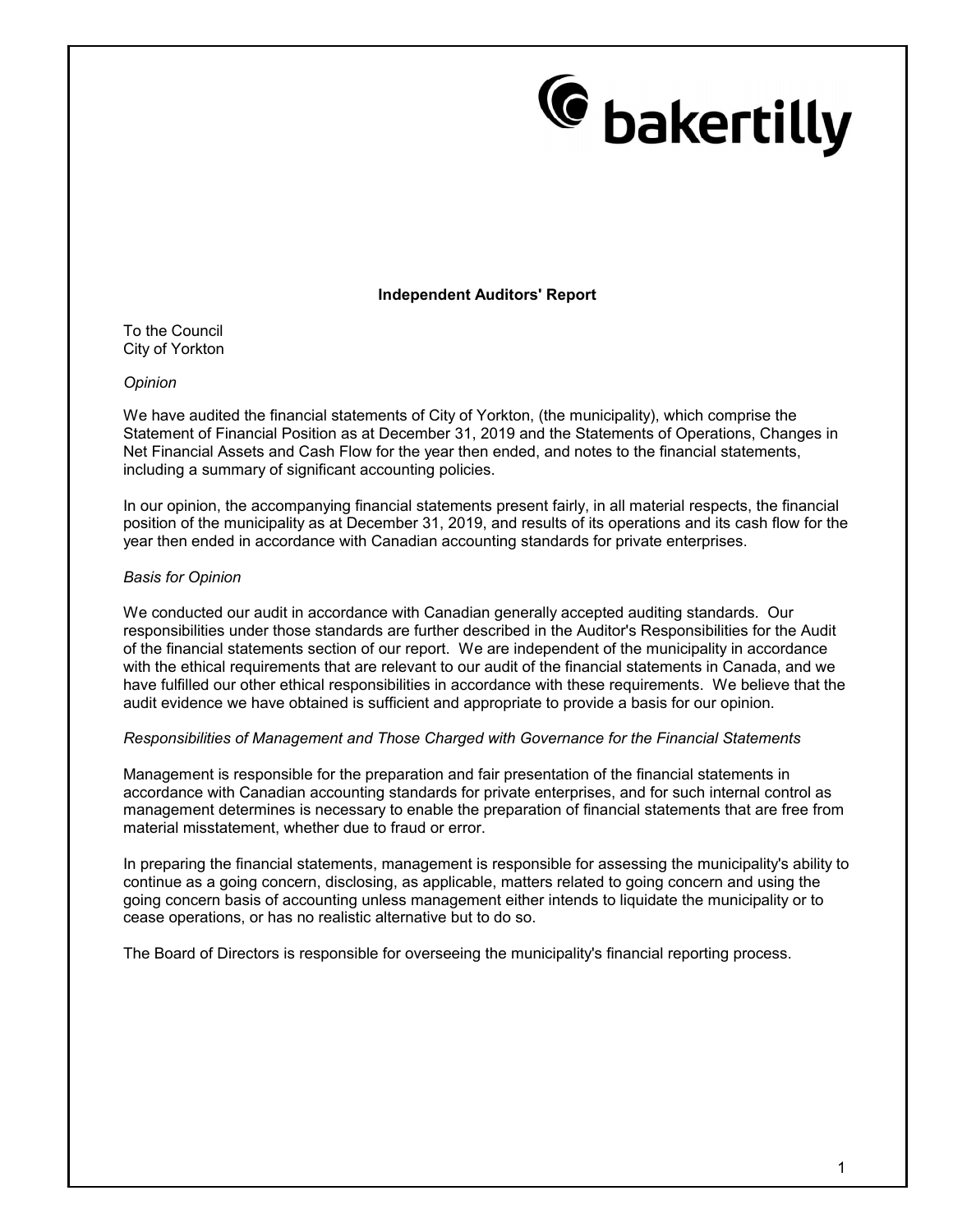bakertilly

**Independent Auditors' Report**

To the Council
City of Yorkton

*Opinion*

We have audited the financial statements of City of Yorkton, (the municipality), which comprise the Statement of Financial Position as at December 31, 2019 and the Statements of Operations, Changes in Net Financial Assets and Cash Flow for the year then ended, and notes to the financial statements, including a summary of significant accounting policies.

In our opinion, the accompanying financial statements present fairly, in all material respects, the financial position of the municipality as at December 31, 2019, and results of its operations and its cash flow for the year then ended in accordance with Canadian accounting standards for private enterprises.

*Basis for Opinion*

We conducted our audit in accordance with Canadian generally accepted auditing standards. Our responsibilities under those standards are further described in the Auditor's Responsibilities for the Audit of the financial statements section of our report. We are independent of the municipality in accordance with the ethical requirements that are relevant to our audit of the financial statements in Canada, and we have fulfilled our other ethical responsibilities in accordance with these requirements. We believe that the audit evidence we have obtained is sufficient and appropriate to provide a basis for our opinion.

*Responsibilities of Management and Those Charged with Governance for the Financial Statements*

Management is responsible for the preparation and fair presentation of the financial statements in accordance with Canadian accounting standards for private enterprises, and for such internal control as management determines is necessary to enable the preparation of financial statements that are free from material misstatement, whether due to fraud or error.

In preparing the financial statements, management is responsible for assessing the municipality's ability to continue as a going concern, disclosing, as applicable, matters related to going concern and using the going concern basis of accounting unless management either intends to liquidate the municipality or to cease operations, or has no realistic alternative but to do so.

The Board of Directors is responsible for overseeing the municipality's financial reporting process.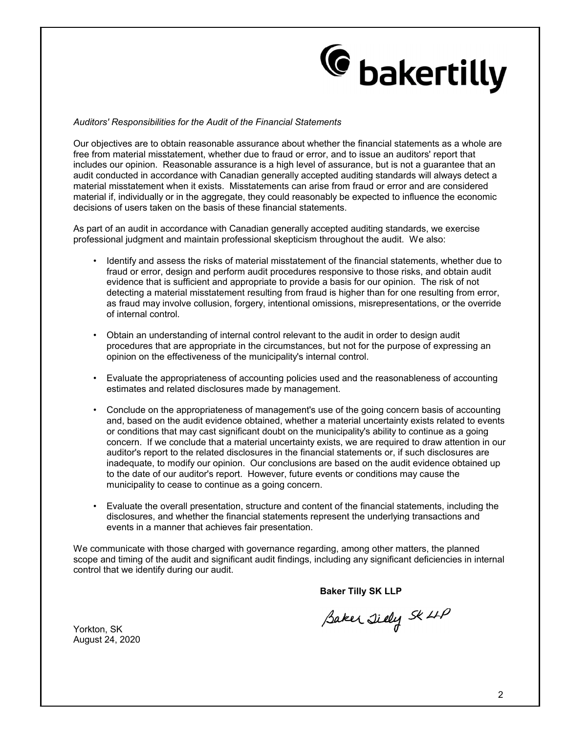*Auditors' Responsibilities for the Audit of the Financial Statements*

Our objectives are to obtain reasonable assurance about whether the financial statements as a whole are free from material misstatement, whether due to fraud or error, and to issue an auditors' report that includes our opinion. Reasonable assurance is a high level of assurance, but is not a guarantee that an audit conducted in accordance with Canadian generally accepted auditing standards will always detect a material misstatement when it exists. Misstatements can arise from fraud or error and are considered material if, individually or in the aggregate, they could reasonably be expected to influence the economic decisions of users taken on the basis of these financial statements.

As part of an audit in accordance with Canadian generally accepted auditing standards, we exercise professional judgment and maintain professional skepticism throughout the audit. We also:

- Identify and assess the risks of material misstatement of the financial statements, whether due to fraud or error, design and perform audit procedures responsive to those risks, and obtain audit evidence that is sufficient and appropriate to provide a basis for our opinion. The risk of not detecting a material misstatement resulting from fraud is higher than for one resulting from error, as fraud may involve collusion, forgery, intentional omissions, misrepresentations, or the override of internal control.

- Obtain an understanding of internal control relevant to the audit in order to design audit procedures that are appropriate in the circumstances, but not for the purpose of expressing an opinion on the effectiveness of the municipality's internal control.

- Evaluate the appropriateness of accounting policies used and the reasonableness of accounting estimates and related disclosures made by management.

- Conclude on the appropriateness of management's use of the going concern basis of accounting and, based on the audit evidence obtained, whether a material uncertainty exists related to events or conditions that may cast significant doubt on the municipality's ability to continue as a going concern. If we conclude that a material uncertainty exists, we are required to draw attention in our auditor's report to the related disclosures in the financial statements or, if such disclosures are inadequate, to modify our opinion. Our conclusions are based on the audit evidence obtained up to the date of our auditor's report. However, future events or conditions may cause the municipality to cease to continue as a going concern.

- Evaluate the overall presentation, structure and content of the financial statements, including the disclosures, and whether the financial statements represent the underlying transactions and events in a manner that achieves fair presentation.

We communicate with those charged with governance regarding, among other matters, the planned scope and timing of the audit and significant audit findings, including any significant deficiencies in internal control that we identify during our audit.

**Baker Tilly SK LLP**

Baker Tilly SK LLP

Yorkton, SK
August 24, 2020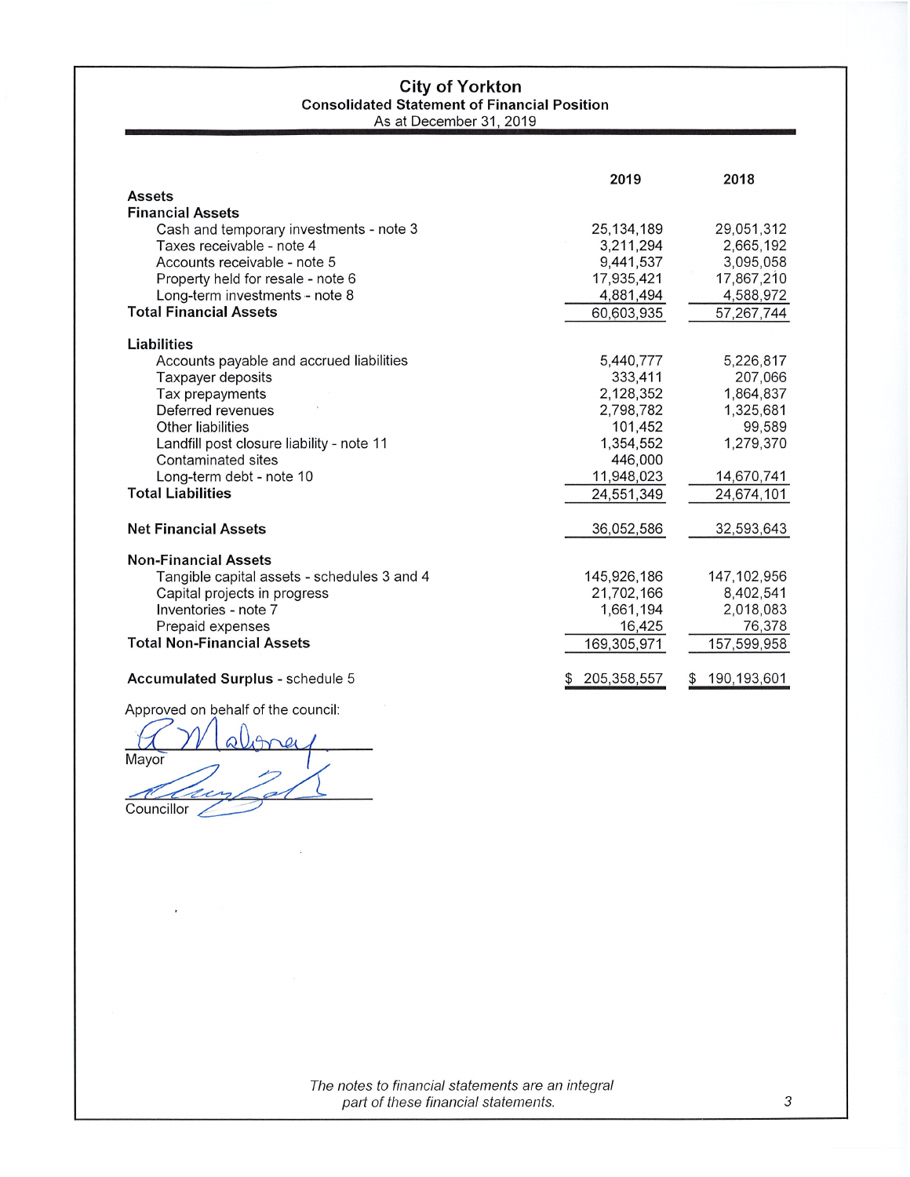# City of Yorkton

## Consolidated Statement of Financial Position

As at December 31, 2019

| | 2019 | 2018 |
|---|---|---|
| **Assets** | | |
| **Financial Assets** | | |
| Cash and temporary investments - note 3 | 25,134,189 | 29,051,312 |
| Taxes receivable - note 4 | 3,211,294 | 2,665,192 |
| Accounts receivable - note 5 | 9,441,537 | 3,095,058 |
| Property held for resale - note 6 | 17,935,421 | 17,867,210 |
| Long-term investments - note 8 | 4,881,494 | 4,588,972 |
| **Total Financial Assets** | 60,603,935 | 57,267,744 |
| | | |
| **Liabilities** | | |
| Accounts payable and accrued liabilities | 5,440,777 | 5,226,817 |
| Taxpayer deposits | 333,411 | 207,066 |
| Tax prepayments | 2,128,352 | 1,864,837 |
| Deferred revenues | 2,798,782 | 1,325,681 |
| Other liabilities | 101,452 | 99,589 |
| Landfill post closure liability - note 11 | 1,354,552 | 1,279,370 |
| Contaminated sites | 446,000 | |
| Long-term debt - note 10 | 11,948,023 | 14,670,741 |
| **Total Liabilities** | 24,551,349 | 24,674,101 |
| | | |
| **Net Financial Assets** | 36,052,586 | 32,593,643 |
| | | |
| **Non-Financial Assets** | | |
| Tangible capital assets - schedules 3 and 4 | 145,926,186 | 147,102,956 |
| Capital projects in progress | 21,702,166 | 8,402,541 |
| Inventories - note 7 | 1,661,194 | 2,018,083 |
| Prepaid expenses | 16,425 | 76,378 |
| **Total Non-Financial Assets** | 169,305,971 | 157,599,958 |
| | | |
| **Accumulated Surplus** - schedule 5 | $ 205,358,557 | $ 190,193,601 |

Approved on behalf of the council:

Mayor

Councillor

*The notes to financial statements are an integral part of these financial statements.*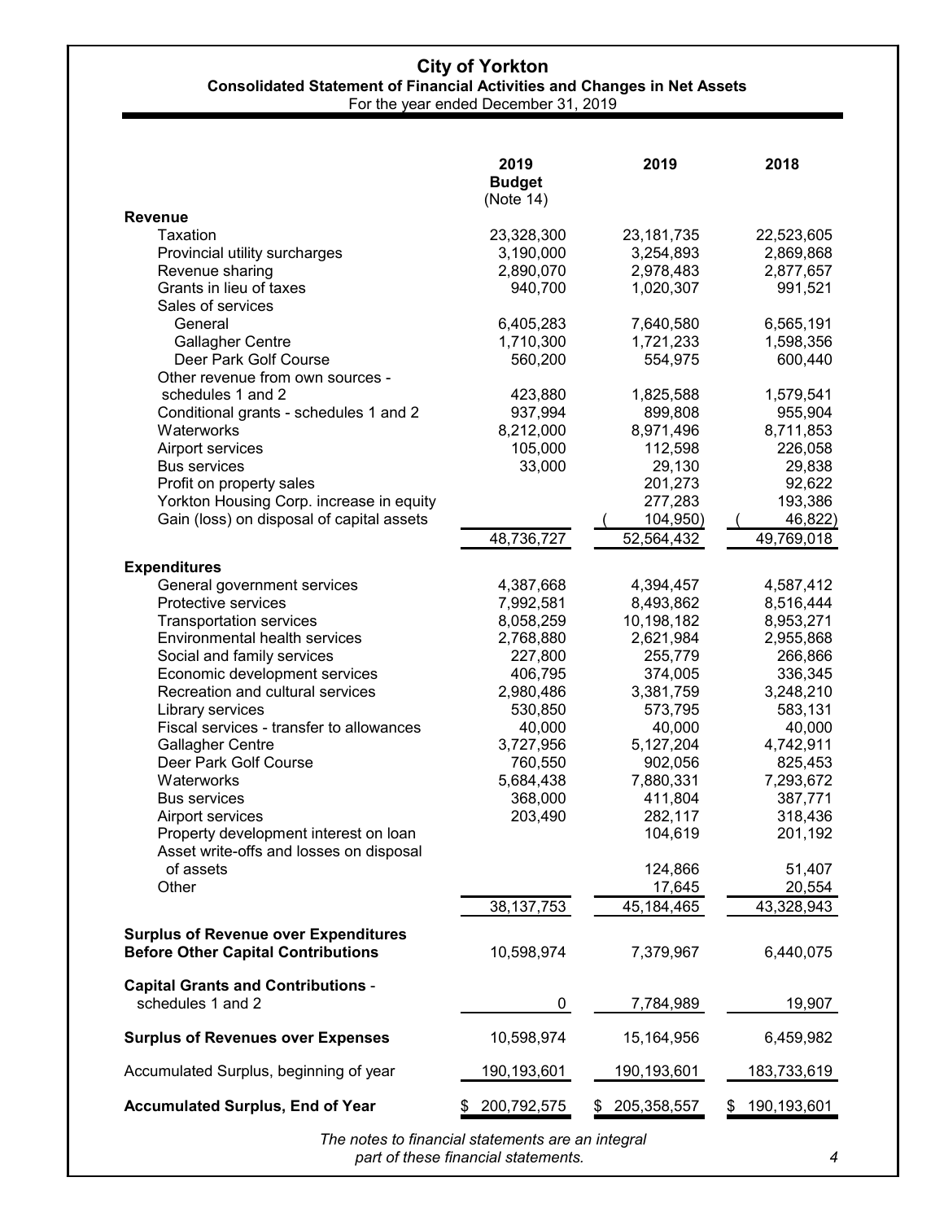# City of Yorkton

## Consolidated Statement of Financial Activities and Changes in Net Assets

For the year ended December 31, 2019

| | 2019 Budget (Note 14) | 2019 | 2018 |
|---|---|---|---|
| **Revenue** | | | |
| Taxation | 23,328,300 | 23,181,735 | 22,523,605 |
| Provincial utility surcharges | 3,190,000 | 3,254,893 | 2,869,868 |
| Revenue sharing | 2,890,070 | 2,978,483 | 2,877,657 |
| Grants in lieu of taxes | 940,700 | 1,020,307 | 991,521 |
| Sales of services | | | |
| General | 6,405,283 | 7,640,580 | 6,565,191 |
| Gallagher Centre | 1,710,300 | 1,721,233 | 1,598,356 |
| Deer Park Golf Course | 560,200 | 554,975 | 600,440 |
| Other revenue from own sources - schedules 1 and 2 | 423,880 | 1,825,588 | 1,579,541 |
| Conditional grants - schedules 1 and 2 | 937,994 | 899,808 | 955,904 |
| Waterworks | 8,212,000 | 8,971,496 | 8,711,853 |
| Airport services | 105,000 | 112,598 | 226,058 |
| Bus services | 33,000 | 29,130 | 29,838 |
| Profit on property sales | | 201,273 | 92,622 |
| Yorkton Housing Corp. increase in equity | | 277,283 | 193,386 |
| Gain (loss) on disposal of capital assets | | (104,950) | (46,822) |
| | 48,736,727 | 52,564,432 | 49,769,018 |
| **Expenditures** | | | |
| General government services | 4,387,668 | 4,394,457 | 4,587,412 |
| Protective services | 7,992,581 | 8,493,862 | 8,516,444 |
| Transportation services | 8,058,259 | 10,198,182 | 8,953,271 |
| Environmental health services | 2,768,880 | 2,621,984 | 2,955,868 |
| Social and family services | 227,800 | 255,779 | 266,866 |
| Economic development services | 406,795 | 374,005 | 336,345 |
| Recreation and cultural services | 2,980,486 | 3,381,759 | 3,248,210 |
| Library services | 530,850 | 573,795 | 583,131 |
| Fiscal services - transfer to allowances | 40,000 | 40,000 | 40,000 |
| Gallagher Centre | 3,727,956 | 5,127,204 | 4,742,911 |
| Deer Park Golf Course | 760,550 | 902,056 | 825,453 |
| Waterworks | 5,684,438 | 7,880,331 | 7,293,672 |
| Bus services | 368,000 | 411,804 | 387,771 |
| Airport services | 203,490 | 282,117 | 318,436 |
| Property development interest on loan | | 104,619 | 201,192 |
| Asset write-offs and losses on disposal of assets | | 124,866 | 51,407 |
| Other | | 17,645 | 20,554 |
| | 38,137,753 | 45,184,465 | 43,328,943 |
| **Surplus of Revenue over Expenditures Before Other Capital Contributions** | 10,598,974 | 7,379,967 | 6,440,075 |
| **Capital Grants and Contributions** - schedules 1 and 2 | 0 | 7,784,989 | 19,907 |
| **Surplus of Revenues over Expenses** | 10,598,974 | 15,164,956 | 6,459,982 |
| Accumulated Surplus, beginning of year | 190,193,601 | 190,193,601 | 183,733,619 |
| **Accumulated Surplus, End of Year** | $ 200,792,575 | $ 205,358,557 | $ 190,193,601 |

*The notes to financial statements are an integral part of these financial statements.*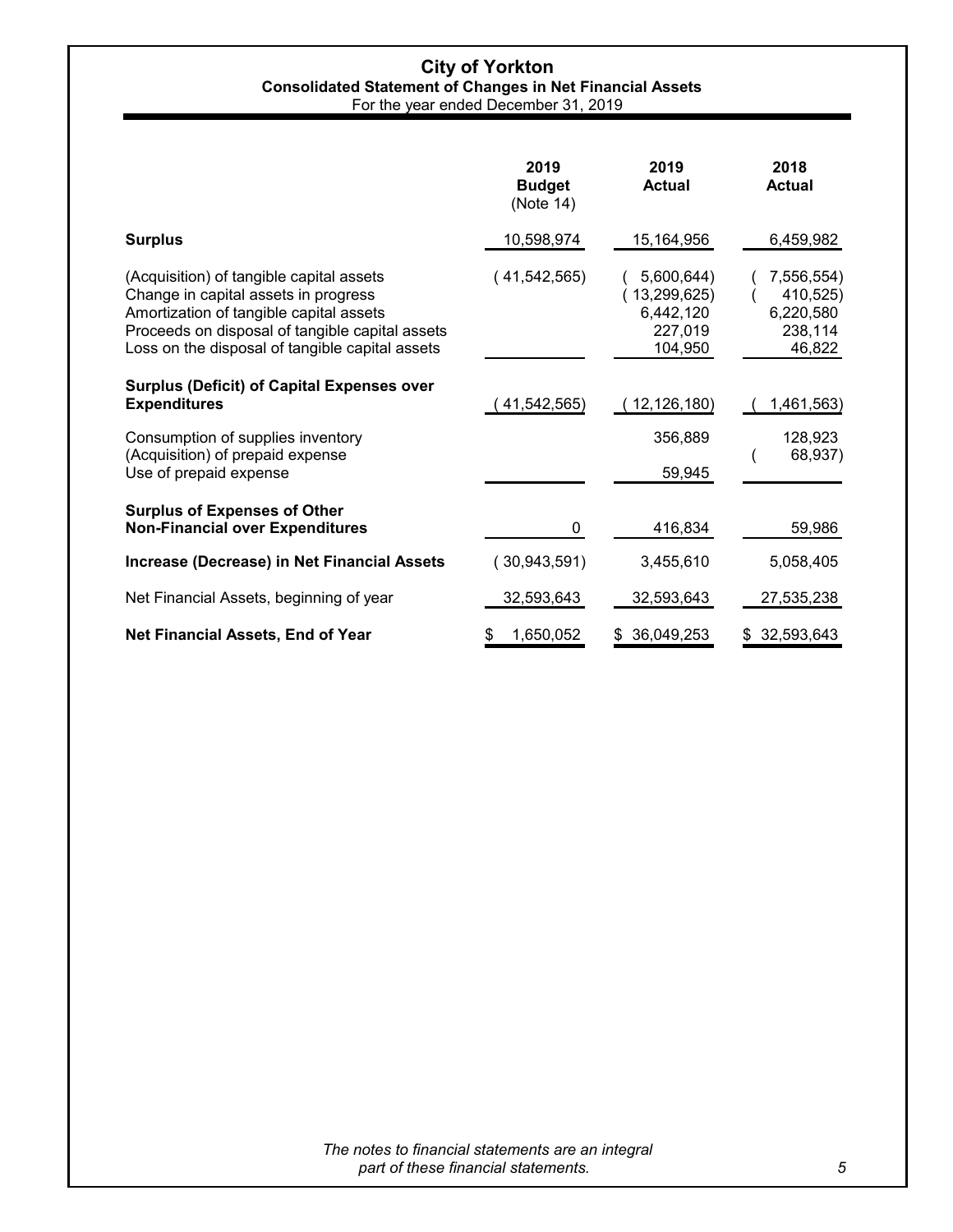# City of Yorkton

## Consolidated Statement of Changes in Net Financial Assets

For the year ended December 31, 2019

| | 2019 Budget (Note 14) | 2019 Actual | 2018 Actual |
|---|---|---|---|
| **Surplus** | 10,598,974 | 15,164,956 | 6,459,982 |
| (Acquisition) of tangible capital assets | ( 41,542,565) | ( 5,600,644) | ( 7,556,554) |
| Change in capital assets in progress | | ( 13,299,625) | ( 410,525) |
| Amortization of tangible capital assets | | 6,442,120 | 6,220,580 |
| Proceeds on disposal of tangible capital assets | | 227,019 | 238,114 |
| Loss on the disposal of tangible capital assets | | 104,950 | 46,822 |
| **Surplus (Deficit) of Capital Expenses over Expenditures** | ( 41,542,565) | ( 12,126,180) | ( 1,461,563) |
| Consumption of supplies inventory | | 356,889 | 128,923 |
| (Acquisition) of prepaid expense | | | ( 68,937) |
| Use of prepaid expense | | 59,945 | |
| **Surplus of Expenses of Other Non-Financial over Expenditures** | 0 | 416,834 | 59,986 |
| **Increase (Decrease) in Net Financial Assets** | ( 30,943,591) | 3,455,610 | 5,058,405 |
| Net Financial Assets, beginning of year | 32,593,643 | 32,593,643 | 27,535,238 |
| **Net Financial Assets, End of Year** | $ 1,650,052 | $ 36,049,253 | $ 32,593,643 |

*The notes to financial statements are an integral part of these financial statements.*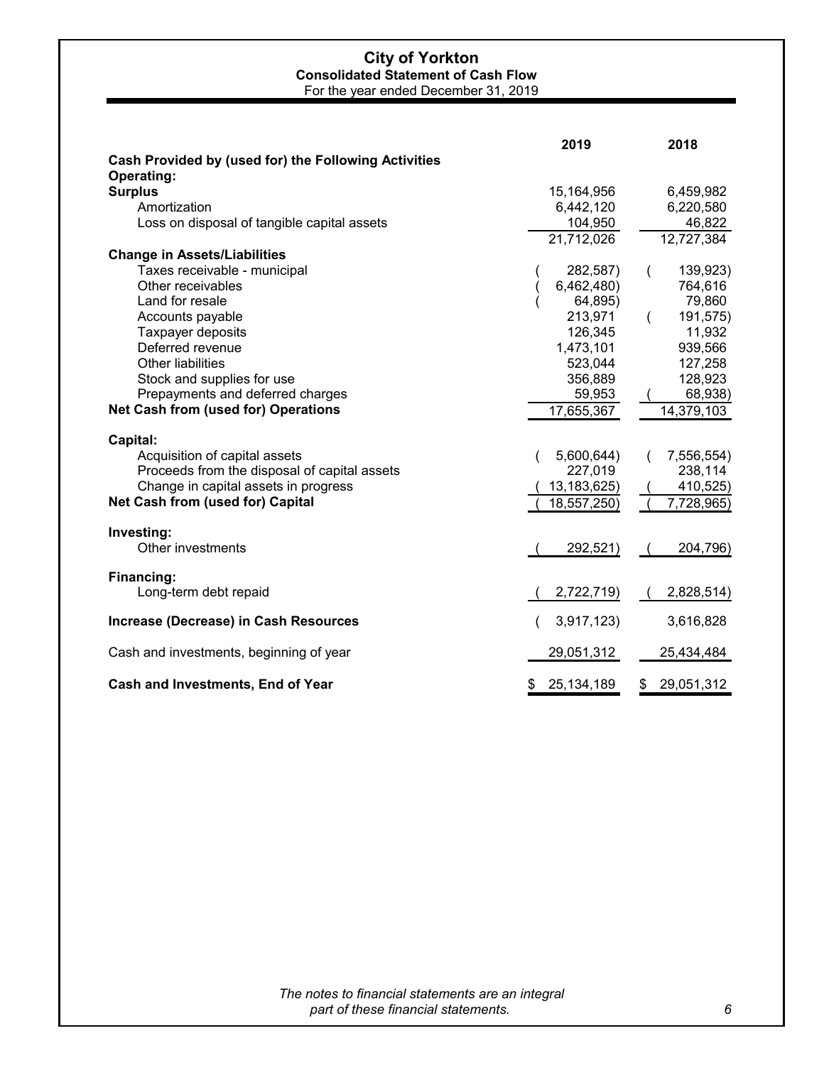**City of Yorkton**
**Consolidated Statement of Cash Flow**
For the year ended December 31, 2019

| | 2019 | 2018 |
|---|---|---|
| **Cash Provided by (used for) the Following Activities** | | |
| **Operating:** | | |
| **Surplus** | 15,164,956 | 6,459,982 |
| Amortization | 6,442,120 | 6,220,580 |
| Loss on disposal of tangible capital assets | 104,950 | 46,822 |
| | 21,712,026 | 12,727,384 |
| **Change in Assets/Liabilities** | | |
| Taxes receivable - municipal | ( 282,587) | ( 139,923) |
| Other receivables | ( 6,462,480) | 764,616 |
| Land for resale | ( 64,895) | 79,860 |
| Accounts payable | 213,971 | ( 191,575) |
| Taxpayer deposits | 126,345 | 11,932 |
| Deferred revenue | 1,473,101 | 939,566 |
| Other liabilities | 523,044 | 127,258 |
| Stock and supplies for use | 356,889 | 128,923 |
| Prepayments and deferred charges | 59,953 | ( 68,938) |
| **Net Cash from (used for) Operations** | 17,655,367 | 14,379,103 |
| **Capital:** | | |
| Acquisition of capital assets | ( 5,600,644) | ( 7,556,554) |
| Proceeds from the disposal of capital assets | 227,019 | 238,114 |
| Change in capital assets in progress | ( 13,183,625) | ( 410,525) |
| **Net Cash from (used for) Capital** | ( 18,557,250) | ( 7,728,965) |
| **Investing:** | | |
| Other investments | ( 292,521) | ( 204,796) |
| **Financing:** | | |
| Long-term debt repaid | ( 2,722,719) | ( 2,828,514) |
| **Increase (Decrease) in Cash Resources** | ( 3,917,123) | 3,616,828 |
| Cash and investments, beginning of year | 29,051,312 | 25,434,484 |
| **Cash and Investments, End of Year** | $ 25,134,189 | $ 29,051,312 |

*The notes to financial statements are an integral part of these financial statements.*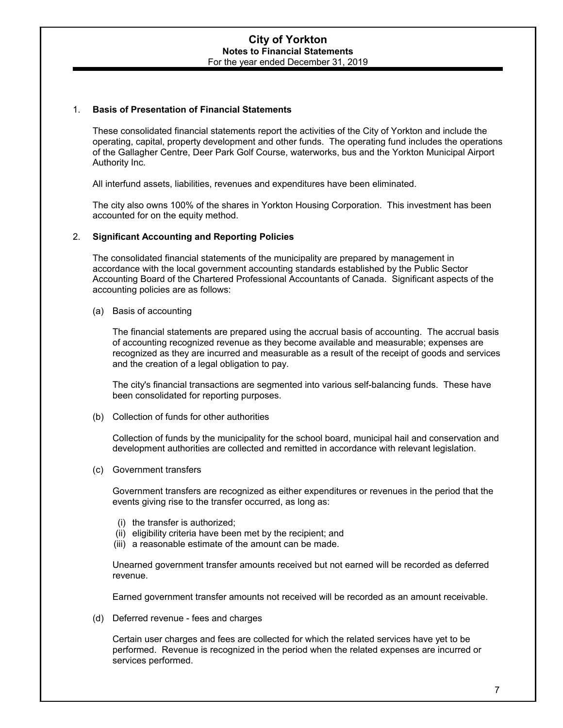# City of Yorkton
## Notes to Financial Statements
For the year ended December 31, 2019

### 1. Basis of Presentation of Financial Statements

These consolidated financial statements report the activities of the City of Yorkton and include the operating, capital, property development and other funds. The operating fund includes the operations of the Gallagher Centre, Deer Park Golf Course, waterworks, bus and the Yorkton Municipal Airport Authority Inc.

All interfund assets, liabilities, revenues and expenditures have been eliminated.

The city also owns 100% of the shares in Yorkton Housing Corporation. This investment has been accounted for on the equity method.

### 2. Significant Accounting and Reporting Policies

The consolidated financial statements of the municipality are prepared by management in accordance with the local government accounting standards established by the Public Sector Accounting Board of the Chartered Professional Accountants of Canada. Significant aspects of the accounting policies are as follows:

(a) Basis of accounting

The financial statements are prepared using the accrual basis of accounting. The accrual basis of accounting recognized revenue as they become available and measurable; expenses are recognized as they are incurred and measurable as a result of the receipt of goods and services and the creation of a legal obligation to pay.

The city's financial transactions are segmented into various self-balancing funds. These have been consolidated for reporting purposes.

(b) Collection of funds for other authorities

Collection of funds by the municipality for the school board, municipal hail and conservation and development authorities are collected and remitted in accordance with relevant legislation.

(c) Government transfers

Government transfers are recognized as either expenditures or revenues in the period that the events giving rise to the transfer occurred, as long as:

(i) the transfer is authorized;
(ii) eligibility criteria have been met by the recipient; and
(iii) a reasonable estimate of the amount can be made.

Unearned government transfer amounts received but not earned will be recorded as deferred revenue.

Earned government transfer amounts not received will be recorded as an amount receivable.

(d) Deferred revenue - fees and charges

Certain user charges and fees are collected for which the related services have yet to be performed. Revenue is recognized in the period when the related expenses are incurred or services performed.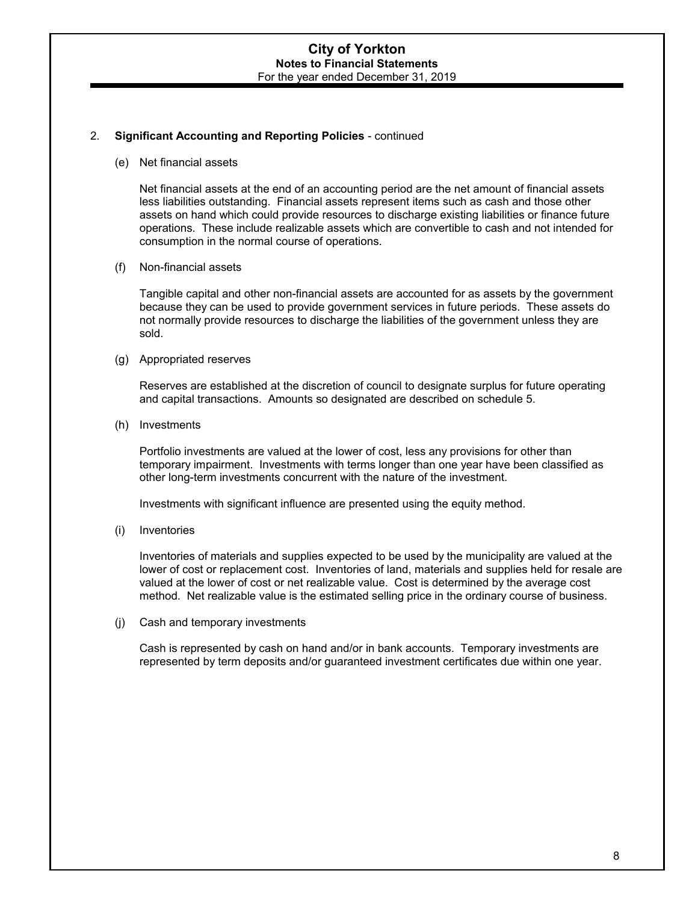2. **Significant Accounting and Reporting Policies** - continued

(e) Net financial assets

Net financial assets at the end of an accounting period are the net amount of financial assets less liabilities outstanding. Financial assets represent items such as cash and those other assets on hand which could provide resources to discharge existing liabilities or finance future operations. These include realizable assets which are convertible to cash and not intended for consumption in the normal course of operations.

(f) Non-financial assets

Tangible capital and other non-financial assets are accounted for as assets by the government because they can be used to provide government services in future periods. These assets do not normally provide resources to discharge the liabilities of the government unless they are sold.

(g) Appropriated reserves

Reserves are established at the discretion of council to designate surplus for future operating and capital transactions. Amounts so designated are described on schedule 5.

(h) Investments

Portfolio investments are valued at the lower of cost, less any provisions for other than temporary impairment. Investments with terms longer than one year have been classified as other long-term investments concurrent with the nature of the investment.

Investments with significant influence are presented using the equity method.

(i) Inventories

Inventories of materials and supplies expected to be used by the municipality are valued at the lower of cost or replacement cost. Inventories of land, materials and supplies held for resale are valued at the lower of cost or net realizable value. Cost is determined by the average cost method. Net realizable value is the estimated selling price in the ordinary course of business.

(j) Cash and temporary investments

Cash is represented by cash on hand and/or in bank accounts. Temporary investments are represented by term deposits and/or guaranteed investment certificates due within one year.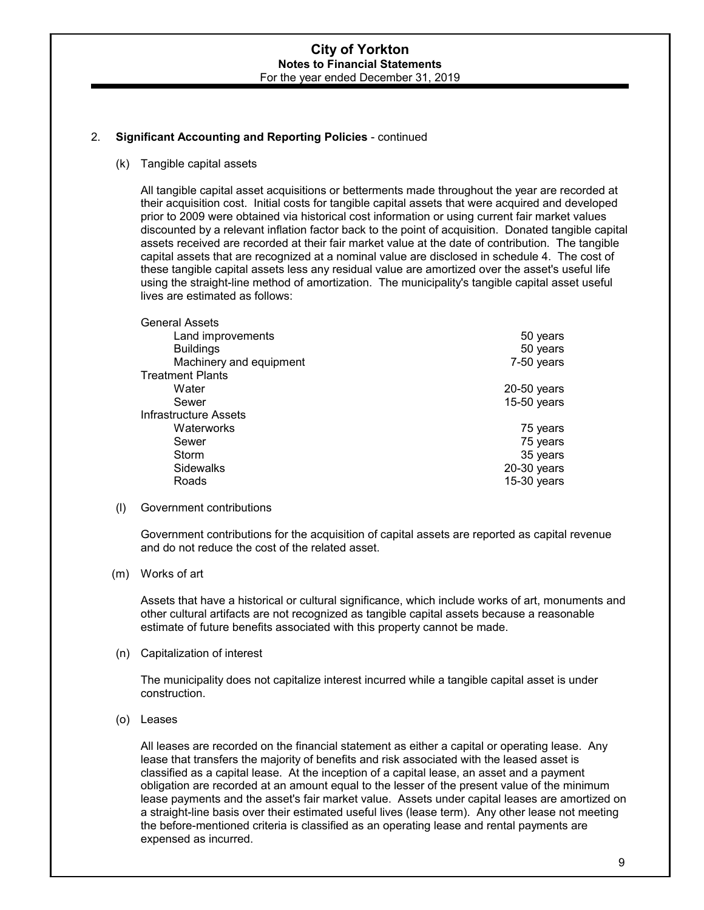2. **Significant Accounting and Reporting Policies** - continued

(k) Tangible capital assets

All tangible capital asset acquisitions or betterments made throughout the year are recorded at their acquisition cost. Initial costs for tangible capital assets that were acquired and developed prior to 2009 were obtained via historical cost information or using current fair market values discounted by a relevant inflation factor back to the point of acquisition. Donated tangible capital assets received are recorded at their fair market value at the date of contribution. The tangible capital assets that are recognized at a nominal value are disclosed in schedule 4. The cost of these tangible capital assets less any residual value are amortized over the asset's useful life using the straight-line method of amortization. The municipality's tangible capital asset useful lives are estimated as follows:

| | |
|---|---|
| General Assets | |
| Land improvements | 50 years |
| Buildings | 50 years |
| Machinery and equipment | 7-50 years |
| Treatment Plants | |
| Water | 20-50 years |
| Sewer | 15-50 years |
| Infrastructure Assets | |
| Waterworks | 75 years |
| Sewer | 75 years |
| Storm | 35 years |
| Sidewalks | 20-30 years |
| Roads | 15-30 years |

(l) Government contributions

Government contributions for the acquisition of capital assets are reported as capital revenue and do not reduce the cost of the related asset.

(m) Works of art

Assets that have a historical or cultural significance, which include works of art, monuments and other cultural artifacts are not recognized as tangible capital assets because a reasonable estimate of future benefits associated with this property cannot be made.

(n) Capitalization of interest

The municipality does not capitalize interest incurred while a tangible capital asset is under construction.

(o) Leases

All leases are recorded on the financial statement as either a capital or operating lease. Any lease that transfers the majority of benefits and risk associated with the leased asset is classified as a capital lease. At the inception of a capital lease, an asset and a payment obligation are recorded at an amount equal to the lesser of the present value of the minimum lease payments and the asset's fair market value. Assets under capital leases are amortized on a straight-line basis over their estimated useful lives (lease term). Any other lease not meeting the before-mentioned criteria is classified as an operating lease and rental payments are expensed as incurred.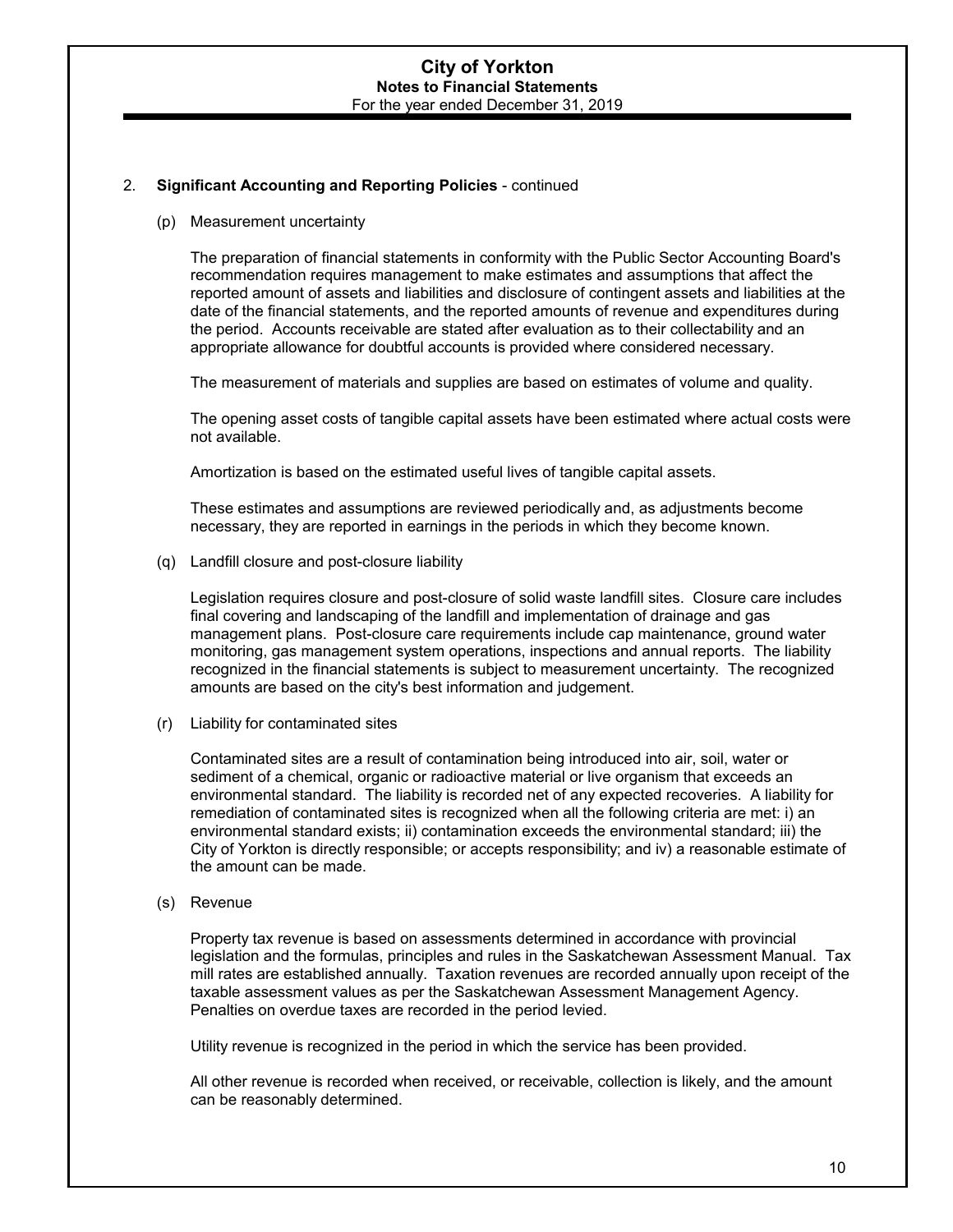## 2. Significant Accounting and Reporting Policies - continued

### (p) Measurement uncertainty

The preparation of financial statements in conformity with the Public Sector Accounting Board's recommendation requires management to make estimates and assumptions that affect the reported amount of assets and liabilities and disclosure of contingent assets and liabilities at the date of the financial statements, and the reported amounts of revenue and expenditures during the period. Accounts receivable are stated after evaluation as to their collectability and an appropriate allowance for doubtful accounts is provided where considered necessary.

The measurement of materials and supplies are based on estimates of volume and quality.

The opening asset costs of tangible capital assets have been estimated where actual costs were not available.

Amortization is based on the estimated useful lives of tangible capital assets.

These estimates and assumptions are reviewed periodically and, as adjustments become necessary, they are reported in earnings in the periods in which they become known.

### (q) Landfill closure and post-closure liability

Legislation requires closure and post-closure of solid waste landfill sites. Closure care includes final covering and landscaping of the landfill and implementation of drainage and gas management plans. Post-closure care requirements include cap maintenance, ground water monitoring, gas management system operations, inspections and annual reports. The liability recognized in the financial statements is subject to measurement uncertainty. The recognized amounts are based on the city's best information and judgement.

### (r) Liability for contaminated sites

Contaminated sites are a result of contamination being introduced into air, soil, water or sediment of a chemical, organic or radioactive material or live organism that exceeds an environmental standard. The liability is recorded net of any expected recoveries. A liability for remediation of contaminated sites is recognized when all the following criteria are met: i) an environmental standard exists; ii) contamination exceeds the environmental standard; iii) the City of Yorkton is directly responsible; or accepts responsibility; and iv) a reasonable estimate of the amount can be made.

### (s) Revenue

Property tax revenue is based on assessments determined in accordance with provincial legislation and the formulas, principles and rules in the Saskatchewan Assessment Manual. Tax mill rates are established annually. Taxation revenues are recorded annually upon receipt of the taxable assessment values as per the Saskatchewan Assessment Management Agency. Penalties on overdue taxes are recorded in the period levied.

Utility revenue is recognized in the period in which the service has been provided.

All other revenue is recorded when received, or receivable, collection is likely, and the amount can be reasonably determined.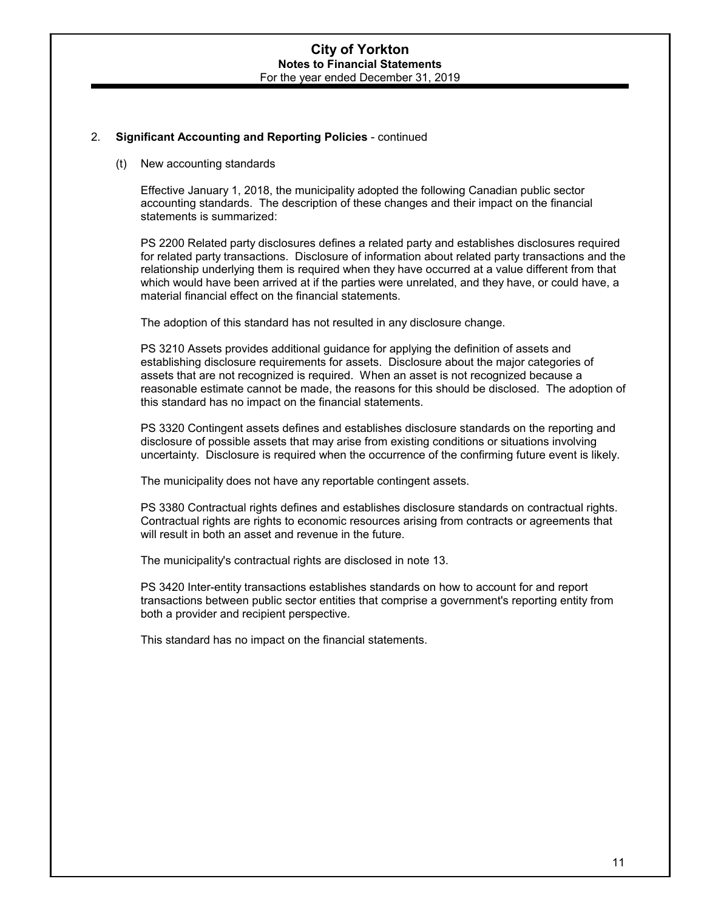2. **Significant Accounting and Reporting Policies** - continued

(t) New accounting standards

Effective January 1, 2018, the municipality adopted the following Canadian public sector accounting standards. The description of these changes and their impact on the financial statements is summarized:

PS 2200 Related party disclosures defines a related party and establishes disclosures required for related party transactions. Disclosure of information about related party transactions and the relationship underlying them is required when they have occurred at a value different from that which would have been arrived at if the parties were unrelated, and they have, or could have, a material financial effect on the financial statements.

The adoption of this standard has not resulted in any disclosure change.

PS 3210 Assets provides additional guidance for applying the definition of assets and establishing disclosure requirements for assets. Disclosure about the major categories of assets that are not recognized is required. When an asset is not recognized because a reasonable estimate cannot be made, the reasons for this should be disclosed. The adoption of this standard has no impact on the financial statements.

PS 3320 Contingent assets defines and establishes disclosure standards on the reporting and disclosure of possible assets that may arise from existing conditions or situations involving uncertainty. Disclosure is required when the occurrence of the confirming future event is likely.

The municipality does not have any reportable contingent assets.

PS 3380 Contractual rights defines and establishes disclosure standards on contractual rights. Contractual rights are rights to economic resources arising from contracts or agreements that will result in both an asset and revenue in the future.

The municipality's contractual rights are disclosed in note 13.

PS 3420 Inter-entity transactions establishes standards on how to account for and report transactions between public sector entities that comprise a government's reporting entity from both a provider and recipient perspective.

This standard has no impact on the financial statements.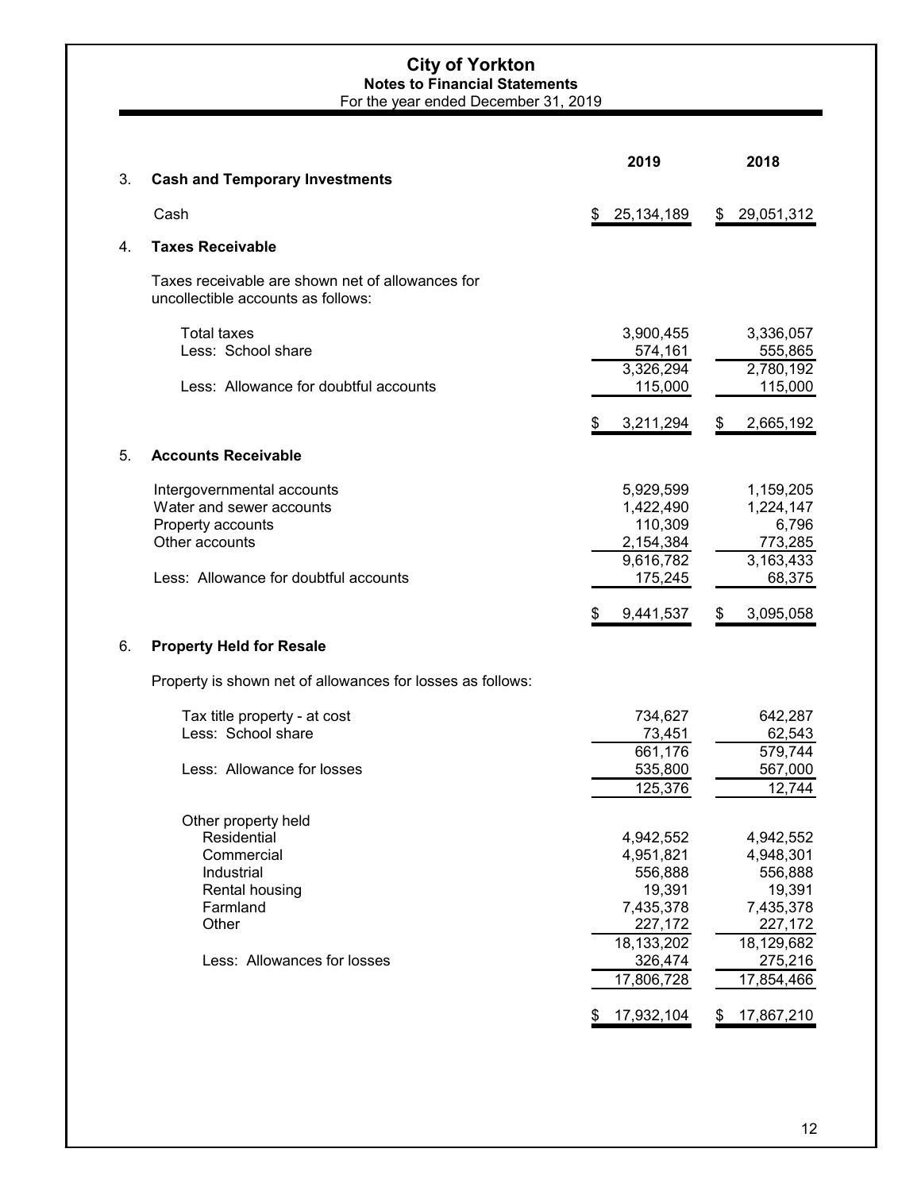# City of Yorkton

**Notes to Financial Statements**

For the year ended December 31, 2019

| | | 2019 | 2018 |
|---|---|---|---|
| 3. | **Cash and Temporary Investments** | | |
| | Cash | $ 25,134,189 | $ 29,051,312 |
| 4. | **Taxes Receivable** | | |
| | Taxes receivable are shown net of allowances for uncollectible accounts as follows: | | |
| | Total taxes | 3,900,455 | 3,336,057 |
| | Less: School share | 574,161 | 555,865 |
| | | 3,326,294 | 2,780,192 |
| | Less: Allowance for doubtful accounts | 115,000 | 115,000 |
| | | $ 3,211,294 | $ 2,665,192 |
| 5. | **Accounts Receivable** | | |
| | Intergovernmental accounts | 5,929,599 | 1,159,205 |
| | Water and sewer accounts | 1,422,490 | 1,224,147 |
| | Property accounts | 110,309 | 6,796 |
| | Other accounts | 2,154,384 | 773,285 |
| | | 9,616,782 | 3,163,433 |
| | Less: Allowance for doubtful accounts | 175,245 | 68,375 |
| | | $ 9,441,537 | $ 3,095,058 |
| 6. | **Property Held for Resale** | | |
| | Property is shown net of allowances for losses as follows: | | |
| | Tax title property - at cost | 734,627 | 642,287 |
| | Less: School share | 73,451 | 62,543 |
| | | 661,176 | 579,744 |
| | Less: Allowance for losses | 535,800 | 567,000 |
| | | 125,376 | 12,744 |
| | Other property held | | |
| | Residential | 4,942,552 | 4,942,552 |
| | Commercial | 4,951,821 | 4,948,301 |
| | Industrial | 556,888 | 556,888 |
| | Rental housing | 19,391 | 19,391 |
| | Farmland | 7,435,378 | 7,435,378 |
| | Other | 227,172 | 227,172 |
| | | 18,133,202 | 18,129,682 |
| | Less: Allowances for losses | 326,474 | 275,216 |
| | | 17,806,728 | 17,854,466 |
| | | $ 17,932,104 | $ 17,867,210 |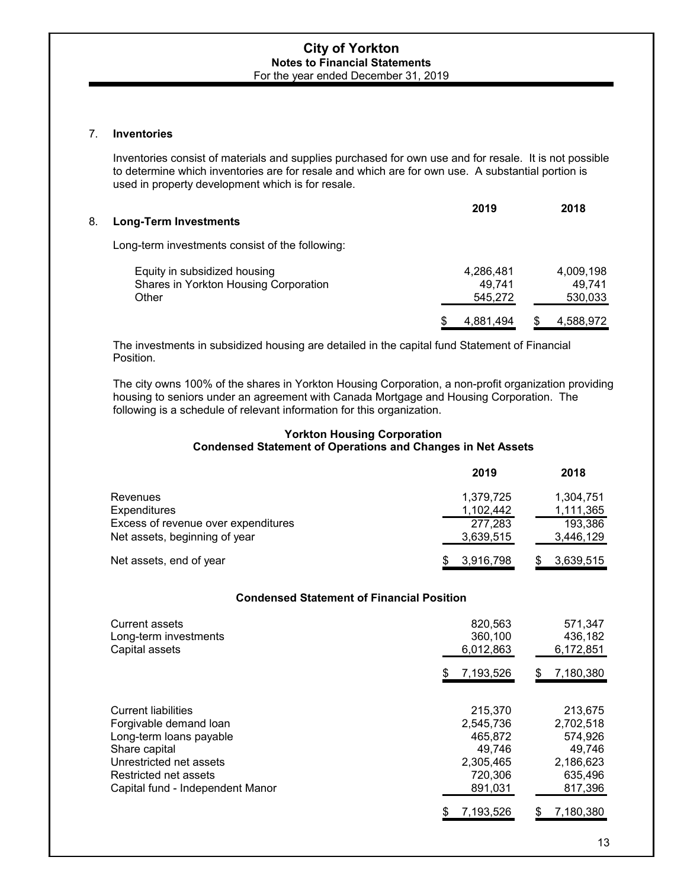# City of Yorkton
## Notes to Financial Statements
For the year ended December 31, 2019

7. **Inventories**

Inventories consist of materials and supplies purchased for own use and for resale. It is not possible to determine which inventories are for resale and which are for own use. A substantial portion is used in property development which is for resale.

8. **Long-Term Investments**

Long-term investments consist of the following:

| | 2019 | 2018 |
|---|---|---|
| Equity in subsidized housing | 4,286,481 | 4,009,198 |
| Shares in Yorkton Housing Corporation | 49,741 | 49,741 |
| Other | 545,272 | 530,033 |
| | $ 4,881,494 | $ 4,588,972 |

The investments in subsidized housing are detailed in the capital fund Statement of Financial Position.

The city owns 100% of the shares in Yorkton Housing Corporation, a non-profit organization providing housing to seniors under an agreement with Canada Mortgage and Housing Corporation. The following is a schedule of relevant information for this organization.

**Yorkton Housing Corporation**
**Condensed Statement of Operations and Changes in Net Assets**

| | 2019 | 2018 |
|---|---|---|
| Revenues | 1,379,725 | 1,304,751 |
| Expenditures | 1,102,442 | 1,111,365 |
| Excess of revenue over expenditures | 277,283 | 193,386 |
| Net assets, beginning of year | 3,639,515 | 3,446,129 |
| Net assets, end of year | $ 3,916,798 | $ 3,639,515 |

**Condensed Statement of Financial Position**

| | 2019 | 2018 |
|---|---|---|
| Current assets | 820,563 | 571,347 |
| Long-term investments | 360,100 | 436,182 |
| Capital assets | 6,012,863 | 6,172,851 |
| | $ 7,193,526 | $ 7,180,380 |
| Current liabilities | 215,370 | 213,675 |
| Forgivable demand loan | 2,545,736 | 2,702,518 |
| Long-term loans payable | 465,872 | 574,926 |
| Share capital | 49,746 | 49,746 |
| Unrestricted net assets | 2,305,465 | 2,186,623 |
| Restricted net assets | 720,306 | 635,496 |
| Capital fund - Independent Manor | 891,031 | 817,396 |
| | $ 7,193,526 | $ 7,180,380 |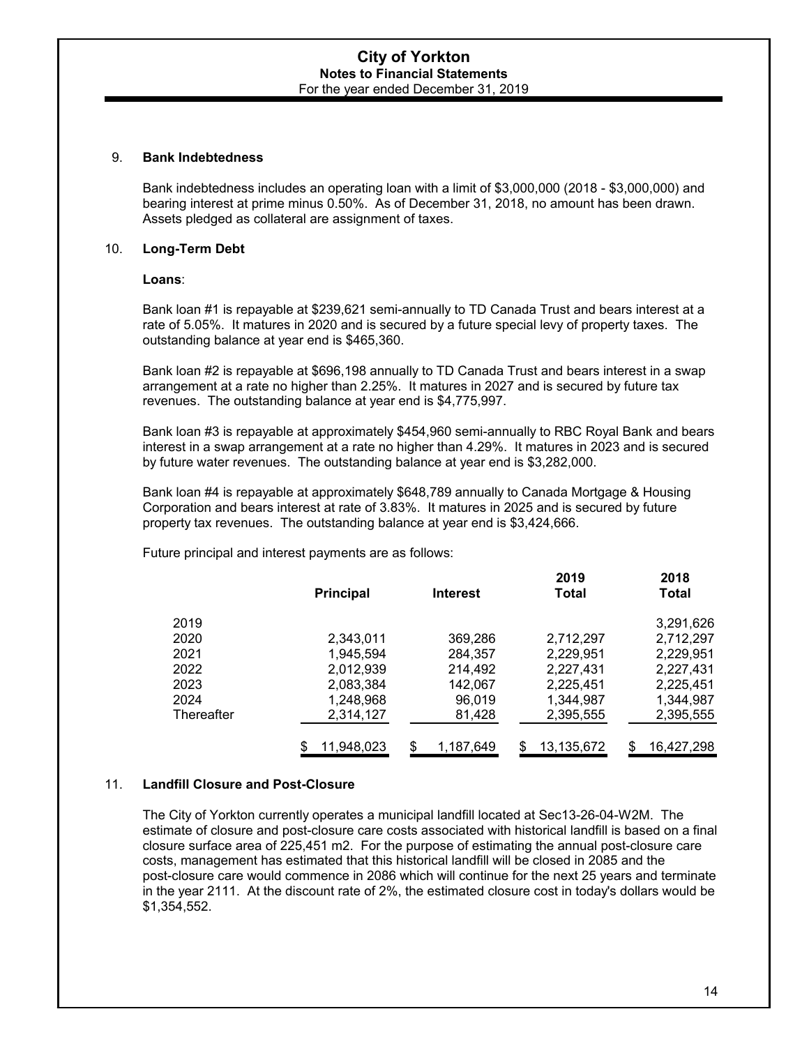## 9. Bank Indebtedness

Bank indebtedness includes an operating loan with a limit of $3,000,000 (2018 - $3,000,000) and bearing interest at prime minus 0.50%. As of December 31, 2018, no amount has been drawn. Assets pledged as collateral are assignment of taxes.

## 10. Long-Term Debt

**Loans**:

Bank loan #1 is repayable at $239,621 semi-annually to TD Canada Trust and bears interest at a rate of 5.05%. It matures in 2020 and is secured by a future special levy of property taxes. The outstanding balance at year end is $465,360.

Bank loan #2 is repayable at $696,198 annually to TD Canada Trust and bears interest in a swap arrangement at a rate no higher than 2.25%. It matures in 2027 and is secured by future tax revenues. The outstanding balance at year end is $4,775,997.

Bank loan #3 is repayable at approximately $454,960 semi-annually to RBC Royal Bank and bears interest in a swap arrangement at a rate no higher than 4.29%. It matures in 2023 and is secured by future water revenues. The outstanding balance at year end is $3,282,000.

Bank loan #4 is repayable at approximately $648,789 annually to Canada Mortgage & Housing Corporation and bears interest at rate of 3.83%. It matures in 2025 and is secured by future property tax revenues. The outstanding balance at year end is $3,424,666.

Future principal and interest payments are as follows:

| | Principal | Interest | 2019 Total | 2018 Total |
|---|---|---|---|---|
| 2019 | | | | 3,291,626 |
| 2020 | 2,343,011 | 369,286 | 2,712,297 | 2,712,297 |
| 2021 | 1,945,594 | 284,357 | 2,229,951 | 2,229,951 |
| 2022 | 2,012,939 | 214,492 | 2,227,431 | 2,227,431 |
| 2023 | 2,083,384 | 142,067 | 2,225,451 | 2,225,451 |
| 2024 | 1,248,968 | 96,019 | 1,344,987 | 1,344,987 |
| Thereafter | 2,314,127 | 81,428 | 2,395,555 | 2,395,555 |
| | $ 11,948,023 | $ 1,187,649 | $ 13,135,672 | $ 16,427,298 |

## 11. Landfill Closure and Post-Closure

The City of Yorkton currently operates a municipal landfill located at Sec13-26-04-W2M. The estimate of closure and post-closure care costs associated with historical landfill is based on a final closure surface area of 225,451 m2. For the purpose of estimating the annual post-closure care costs, management has estimated that this historical landfill will be closed in 2085 and the post-closure care would commence in 2086 which will continue for the next 25 years and terminate in the year 2111. At the discount rate of 2%, the estimated closure cost in today's dollars would be $1,354,552.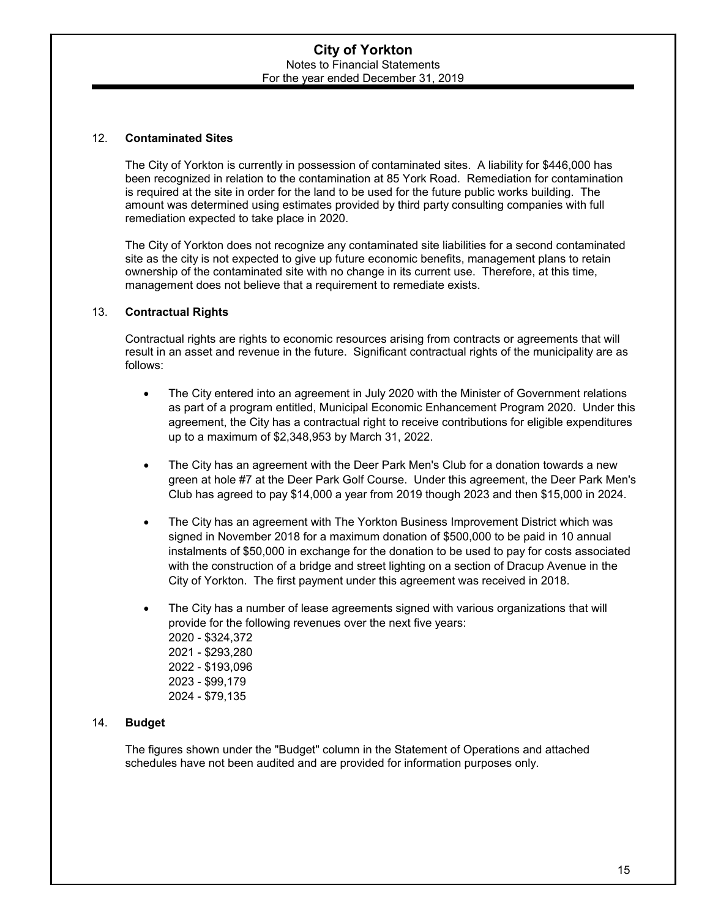## 12. **Contaminated Sites**

The City of Yorkton is currently in possession of contaminated sites. A liability for $446,000 has been recognized in relation to the contamination at 85 York Road. Remediation for contamination is required at the site in order for the land to be used for the future public works building. The amount was determined using estimates provided by third party consulting companies with full remediation expected to take place in 2020.

The City of Yorkton does not recognize any contaminated site liabilities for a second contaminated site as the city is not expected to give up future economic benefits, management plans to retain ownership of the contaminated site with no change in its current use. Therefore, at this time, management does not believe that a requirement to remediate exists.

## 13. **Contractual Rights**

Contractual rights are rights to economic resources arising from contracts or agreements that will result in an asset and revenue in the future. Significant contractual rights of the municipality are as follows:

- The City entered into an agreement in July 2020 with the Minister of Government relations as part of a program entitled, Municipal Economic Enhancement Program 2020. Under this agreement, the City has a contractual right to receive contributions for eligible expenditures up to a maximum of $2,348,953 by March 31, 2022.

- The City has an agreement with the Deer Park Men's Club for a donation towards a new green at hole #7 at the Deer Park Golf Course. Under this agreement, the Deer Park Men's Club has agreed to pay $14,000 a year from 2019 though 2023 and then $15,000 in 2024.

- The City has an agreement with The Yorkton Business Improvement District which was signed in November 2018 for a maximum donation of $500,000 to be paid in 10 annual instalments of $50,000 in exchange for the donation to be used to pay for costs associated with the construction of a bridge and street lighting on a section of Dracup Avenue in the City of Yorkton. The first payment under this agreement was received in 2018.

- The City has a number of lease agreements signed with various organizations that will provide for the following revenues over the next five years:
  2020 - $324,372
  2021 - $293,280
  2022 - $193,096
  2023 - $99,179
  2024 - $79,135

## 14. **Budget**

The figures shown under the "Budget" column in the Statement of Operations and attached schedules have not been audited and are provided for information purposes only.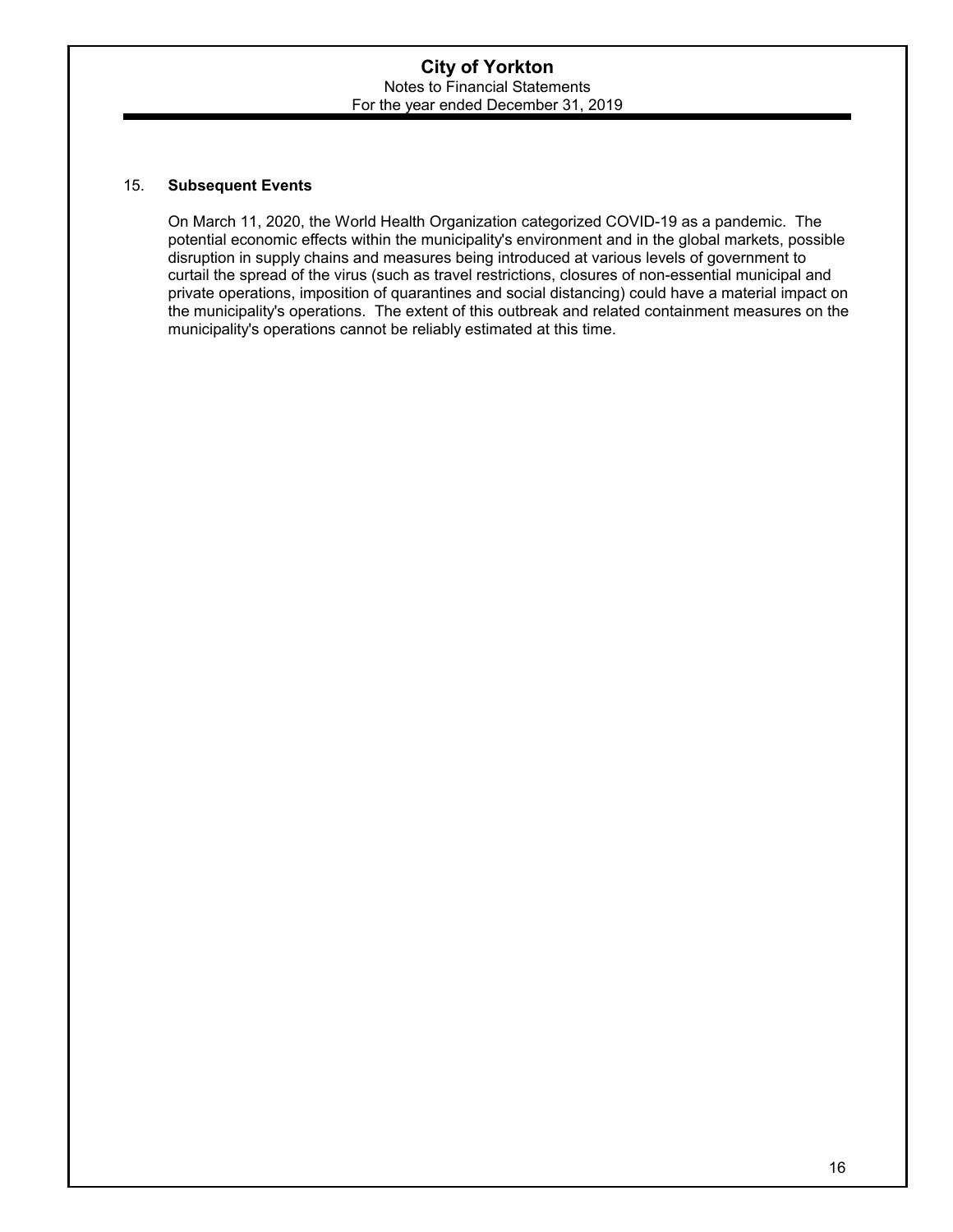## 15. Subsequent Events

On March 11, 2020, the World Health Organization categorized COVID-19 as a pandemic. The potential economic effects within the municipality's environment and in the global markets, possible disruption in supply chains and measures being introduced at various levels of government to curtail the spread of the virus (such as travel restrictions, closures of non-essential municipal and private operations, imposition of quarantines and social distancing) could have a material impact on the municipality's operations. The extent of this outbreak and related containment measures on the municipality's operations cannot be reliably estimated at this time.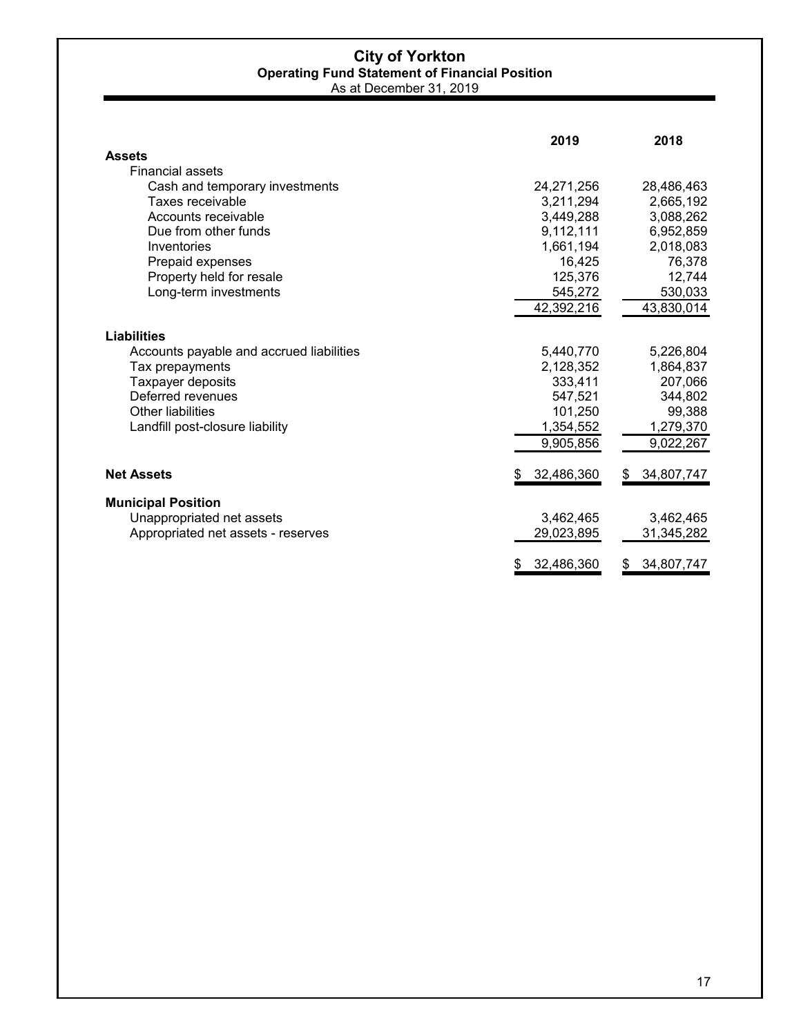# City of Yorkton

## Operating Fund Statement of Financial Position

As at December 31, 2019

| | 2019 | 2018 |
|---|---|---|
| **Assets** | | |
| Financial assets | | |
| Cash and temporary investments | 24,271,256 | 28,486,463 |
| Taxes receivable | 3,211,294 | 2,665,192 |
| Accounts receivable | 3,449,288 | 3,088,262 |
| Due from other funds | 9,112,111 | 6,952,859 |
| Inventories | 1,661,194 | 2,018,083 |
| Prepaid expenses | 16,425 | 76,378 |
| Property held for resale | 125,376 | 12,744 |
| Long-term investments | 545,272 | 530,033 |
| | 42,392,216 | 43,830,014 |
| **Liabilities** | | |
| Accounts payable and accrued liabilities | 5,440,770 | 5,226,804 |
| Tax prepayments | 2,128,352 | 1,864,837 |
| Taxpayer deposits | 333,411 | 207,066 |
| Deferred revenues | 547,521 | 344,802 |
| Other liabilities | 101,250 | 99,388 |
| Landfill post-closure liability | 1,354,552 | 1,279,370 |
| | 9,905,856 | 9,022,267 |
| **Net Assets** | $ 32,486,360 | $ 34,807,747 |
| **Municipal Position** | | |
| Unappropriated net assets | 3,462,465 | 3,462,465 |
| Appropriated net assets - reserves | 29,023,895 | 31,345,282 |
| | $ 32,486,360 | $ 34,807,747 |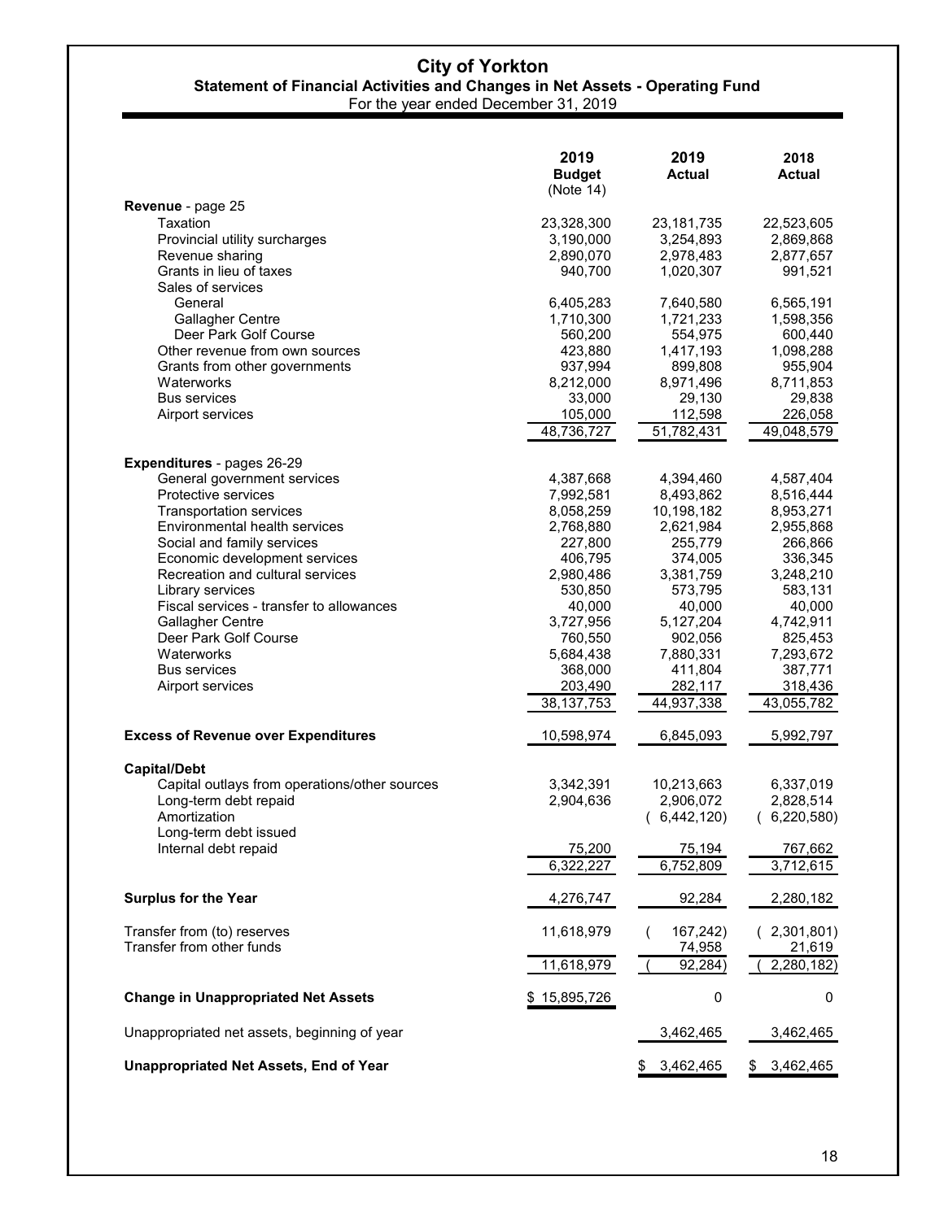# City of Yorkton

## Statement of Financial Activities and Changes in Net Assets - Operating Fund

For the year ended December 31, 2019

| | 2019 Budget (Note 14) | 2019 Actual | 2018 Actual |
|---|---|---|---|
| **Revenue** - page 25 | | | |
| Taxation | 23,328,300 | 23,181,735 | 22,523,605 |
| Provincial utility surcharges | 3,190,000 | 3,254,893 | 2,869,868 |
| Revenue sharing | 2,890,070 | 2,978,483 | 2,877,657 |
| Grants in lieu of taxes | 940,700 | 1,020,307 | 991,521 |
| Sales of services | | | |
| General | 6,405,283 | 7,640,580 | 6,565,191 |
| Gallagher Centre | 1,710,300 | 1,721,233 | 1,598,356 |
| Deer Park Golf Course | 560,200 | 554,975 | 600,440 |
| Other revenue from own sources | 423,880 | 1,417,193 | 1,098,288 |
| Grants from other governments | 937,994 | 899,808 | 955,904 |
| Waterworks | 8,212,000 | 8,971,496 | 8,711,853 |
| Bus services | 33,000 | 29,130 | 29,838 |
| Airport services | 105,000 | 112,598 | 226,058 |
| | 48,736,727 | 51,782,431 | 49,048,579 |
| **Expenditures** - pages 26-29 | | | |
| General government services | 4,387,668 | 4,394,460 | 4,587,404 |
| Protective services | 7,992,581 | 8,493,862 | 8,516,444 |
| Transportation services | 8,058,259 | 10,198,182 | 8,953,271 |
| Environmental health services | 2,768,880 | 2,621,984 | 2,955,868 |
| Social and family services | 227,800 | 255,779 | 266,866 |
| Economic development services | 406,795 | 374,005 | 336,345 |
| Recreation and cultural services | 2,980,486 | 3,381,759 | 3,248,210 |
| Library services | 530,850 | 573,795 | 583,131 |
| Fiscal services - transfer to allowances | 40,000 | 40,000 | 40,000 |
| Gallagher Centre | 3,727,956 | 5,127,204 | 4,742,911 |
| Deer Park Golf Course | 760,550 | 902,056 | 825,453 |
| Waterworks | 5,684,438 | 7,880,331 | 7,293,672 |
| Bus services | 368,000 | 411,804 | 387,771 |
| Airport services | 203,490 | 282,117 | 318,436 |
| | 38,137,753 | 44,937,338 | 43,055,782 |
| **Excess of Revenue over Expenditures** | 10,598,974 | 6,845,093 | 5,992,797 |
| **Capital/Debt** | | | |
| Capital outlays from operations/other sources | 3,342,391 | 10,213,663 | 6,337,019 |
| Long-term debt repaid | 2,904,636 | 2,906,072 | 2,828,514 |
| Amortization | | ( 6,442,120) | ( 6,220,580) |
| Long-term debt issued | | | |
| Internal debt repaid | 75,200 | 75,194 | 767,662 |
| | 6,322,227 | 6,752,809 | 3,712,615 |
| **Surplus for the Year** | 4,276,747 | 92,284 | 2,280,182 |
| Transfer from (to) reserves | 11,618,979 | ( 167,242) | ( 2,301,801) |
| Transfer from other funds | | 74,958 | 21,619 |
| | 11,618,979 | ( 92,284) | ( 2,280,182) |
| **Change in Unappropriated Net Assets** | $ 15,895,726 | 0 | 0 |
| Unappropriated net assets, beginning of year | | 3,462,465 | 3,462,465 |
| **Unappropriated Net Assets, End of Year** | | $ 3,462,465 | $ 3,462,465 |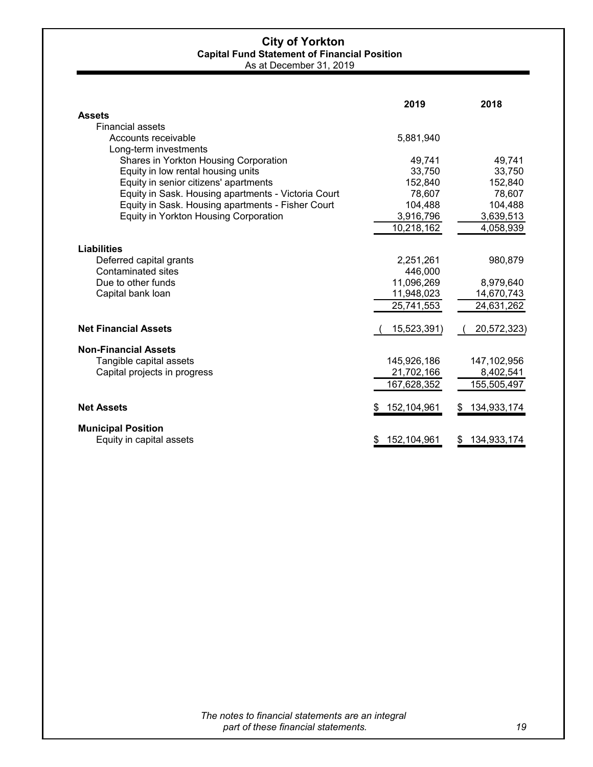# City of Yorkton

## Capital Fund Statement of Financial Position

As at December 31, 2019

| | 2019 | 2018 |
|---|---|---|
| **Assets** | | |
| Financial assets | | |
| Accounts receivable | 5,881,940 | |
| Long-term investments | | |
| Shares in Yorkton Housing Corporation | 49,741 | 49,741 |
| Equity in low rental housing units | 33,750 | 33,750 |
| Equity in senior citizens' apartments | 152,840 | 152,840 |
| Equity in Sask. Housing apartments - Victoria Court | 78,607 | 78,607 |
| Equity in Sask. Housing apartments - Fisher Court | 104,488 | 104,488 |
| Equity in Yorkton Housing Corporation | 3,916,796 | 3,639,513 |
| | 10,218,162 | 4,058,939 |
| **Liabilities** | | |
| Deferred capital grants | 2,251,261 | 980,879 |
| Contaminated sites | 446,000 | |
| Due to other funds | 11,096,269 | 8,979,640 |
| Capital bank loan | 11,948,023 | 14,670,743 |
| | 25,741,553 | 24,631,262 |
| **Net Financial Assets** | ( 15,523,391) | ( 20,572,323) |
| **Non-Financial Assets** | | |
| Tangible capital assets | 145,926,186 | 147,102,956 |
| Capital projects in progress | 21,702,166 | 8,402,541 |
| | 167,628,352 | 155,505,497 |
| **Net Assets** | $ 152,104,961 | $ 134,933,174 |
| **Municipal Position** | | |
| Equity in capital assets | $ 152,104,961 | $ 134,933,174 |

*The notes to financial statements are an integral part of these financial statements.*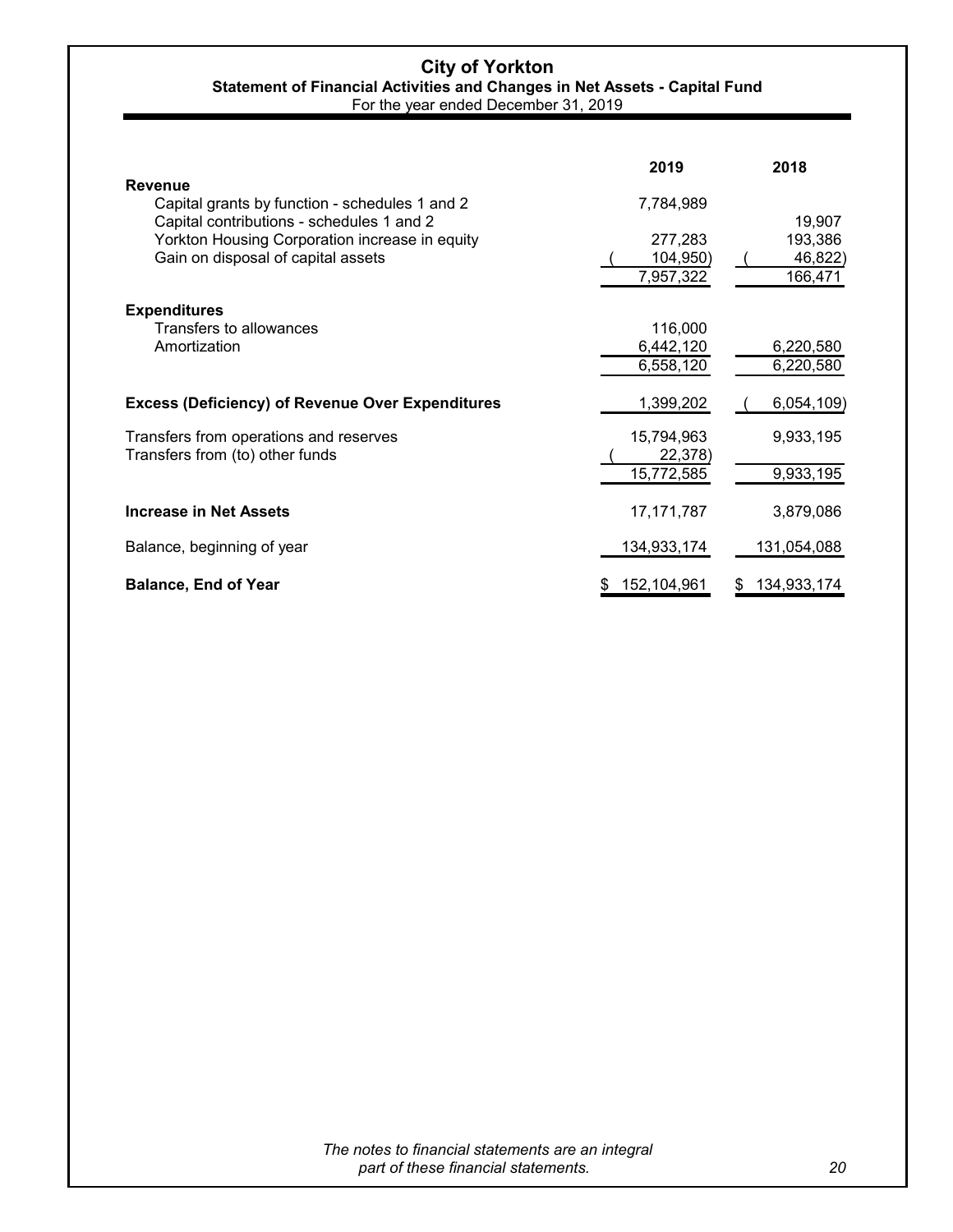# City of Yorkton

## Statement of Financial Activities and Changes in Net Assets - Capital Fund

For the year ended December 31, 2019

| | 2019 | 2018 |
|---|---|---|
| **Revenue** | | |
| Capital grants by function - schedules 1 and 2 | 7,784,989 | |
| Capital contributions - schedules 1 and 2 | | 19,907 |
| Yorkton Housing Corporation increase in equity | 277,283 | 193,386 |
| Gain on disposal of capital assets | ( 104,950) | ( 46,822) |
| | 7,957,322 | 166,471 |
| **Expenditures** | | |
| Transfers to allowances | 116,000 | |
| Amortization | 6,442,120 | 6,220,580 |
| | 6,558,120 | 6,220,580 |
| **Excess (Deficiency) of Revenue Over Expenditures** | 1,399,202 | ( 6,054,109) |
| Transfers from operations and reserves | 15,794,963 | 9,933,195 |
| Transfers from (to) other funds | ( 22,378) | |
| | 15,772,585 | 9,933,195 |
| **Increase in Net Assets** | 17,171,787 | 3,879,086 |
| Balance, beginning of year | 134,933,174 | 131,054,088 |
| **Balance, End of Year** | $ 152,104,961 | $ 134,933,174 |

*The notes to financial statements are an integral part of these financial statements.*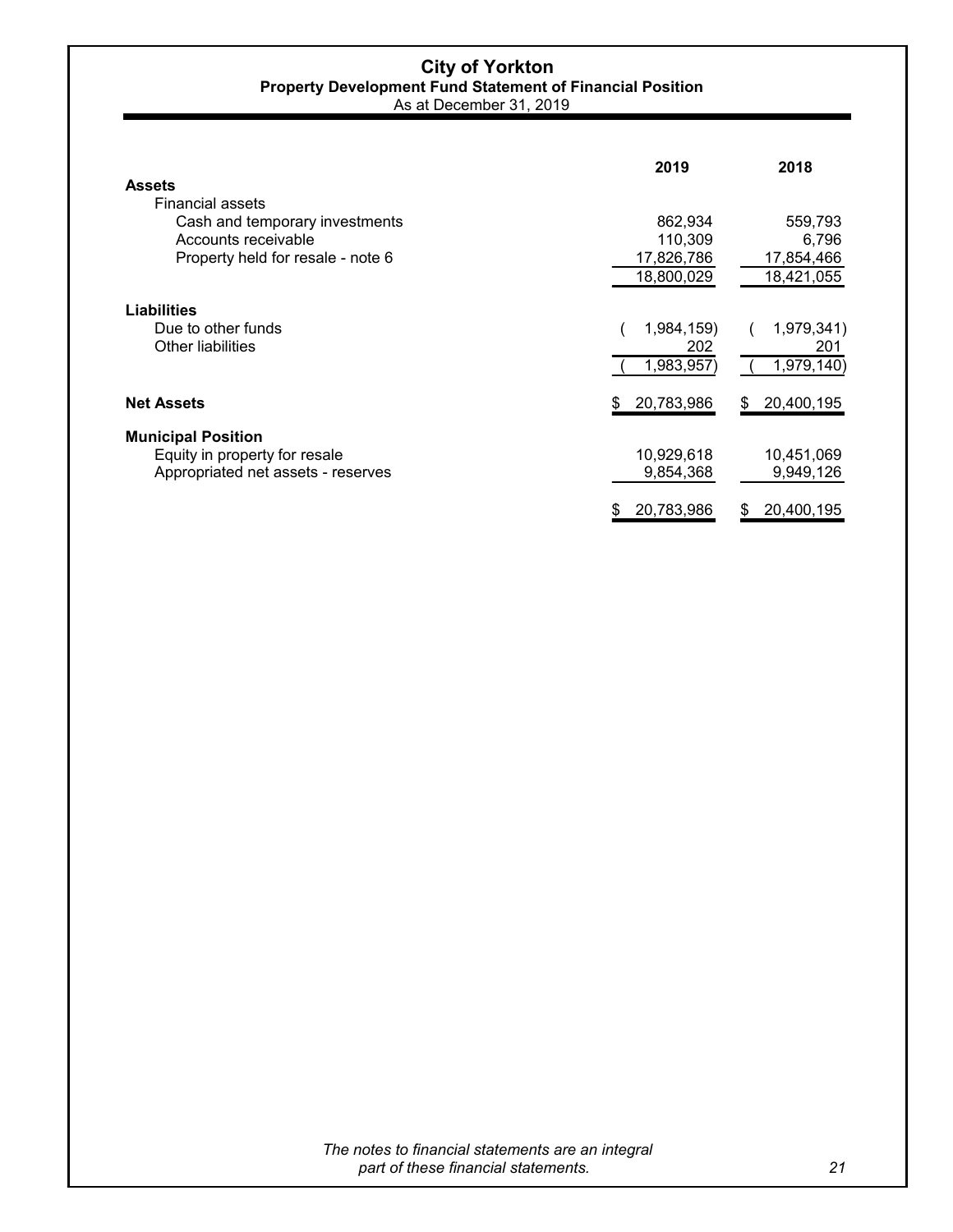# City of Yorkton

## Property Development Fund Statement of Financial Position

As at December 31, 2019

| | 2019 | 2018 |
|---|---|---|
| **Assets** | | |
| Financial assets | | |
| Cash and temporary investments | 862,934 | 559,793 |
| Accounts receivable | 110,309 | 6,796 |
| Property held for resale - note 6 | 17,826,786 | 17,854,466 |
| | 18,800,029 | 18,421,055 |
| **Liabilities** | | |
| Due to other funds | ( 1,984,159) | ( 1,979,341) |
| Other liabilities | 202 | 201 |
| | ( 1,983,957) | ( 1,979,140) |
| **Net Assets** | $ 20,783,986 | $ 20,400,195 |
| **Municipal Position** | | |
| Equity in property for resale | 10,929,618 | 10,451,069 |
| Appropriated net assets - reserves | 9,854,368 | 9,949,126 |
| | $ 20,783,986 | $ 20,400,195 |

*The notes to financial statements are an integral part of these financial statements.*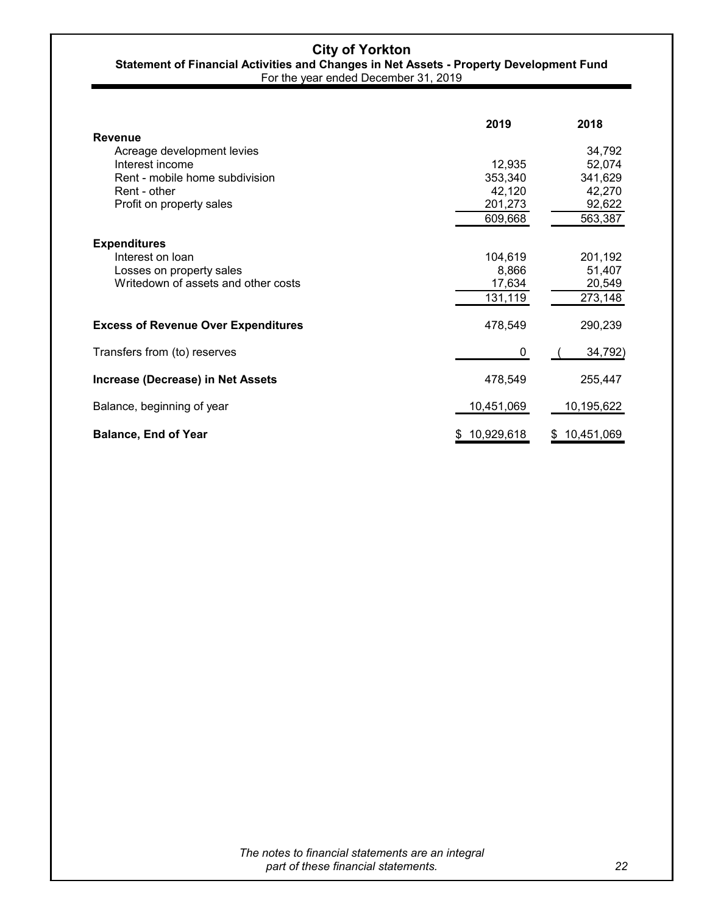# City of Yorkton

## Statement of Financial Activities and Changes in Net Assets - Property Development Fund

For the year ended December 31, 2019

| | 2019 | 2018 |
|---|---|---|
| **Revenue** | | |
| Acreage development levies | | 34,792 |
| Interest income | 12,935 | 52,074 |
| Rent - mobile home subdivision | 353,340 | 341,629 |
| Rent - other | 42,120 | 42,270 |
| Profit on property sales | 201,273 | 92,622 |
| | 609,668 | 563,387 |
| **Expenditures** | | |
| Interest on loan | 104,619 | 201,192 |
| Losses on property sales | 8,866 | 51,407 |
| Writedown of assets and other costs | 17,634 | 20,549 |
| | 131,119 | 273,148 |
| **Excess of Revenue Over Expenditures** | 478,549 | 290,239 |
| Transfers from (to) reserves | 0 | (34,792) |
| **Increase (Decrease) in Net Assets** | 478,549 | 255,447 |
| Balance, beginning of year | 10,451,069 | 10,195,622 |
| **Balance, End of Year** | $ 10,929,618 | $ 10,451,069 |

*The notes to financial statements are an integral part of these financial statements.*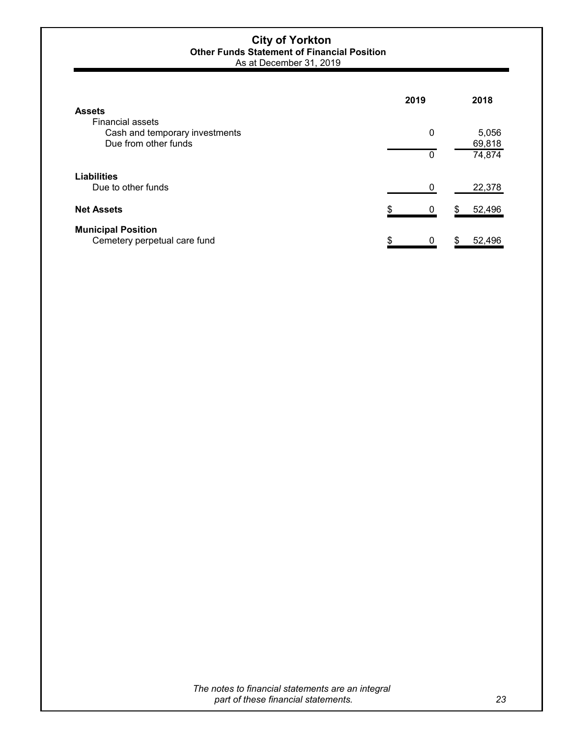# City of Yorkton

## Other Funds Statement of Financial Position

As at December 31, 2019

| | 2019 | 2018 |
|---|---|---|
| **Assets** | | |
| Financial assets | | |
| Cash and temporary investments | 0 | 5,056 |
| Due from other funds | | 69,818 |
| | 0 | 74,874 |
| **Liabilities** | | |
| Due to other funds | 0 | 22,378 |
| **Net Assets** | $ 0 | $ 52,496 |
| **Municipal Position** | | |
| Cemetery perpetual care fund | $ 0 | $ 52,496 |

*The notes to financial statements are an integral part of these financial statements.*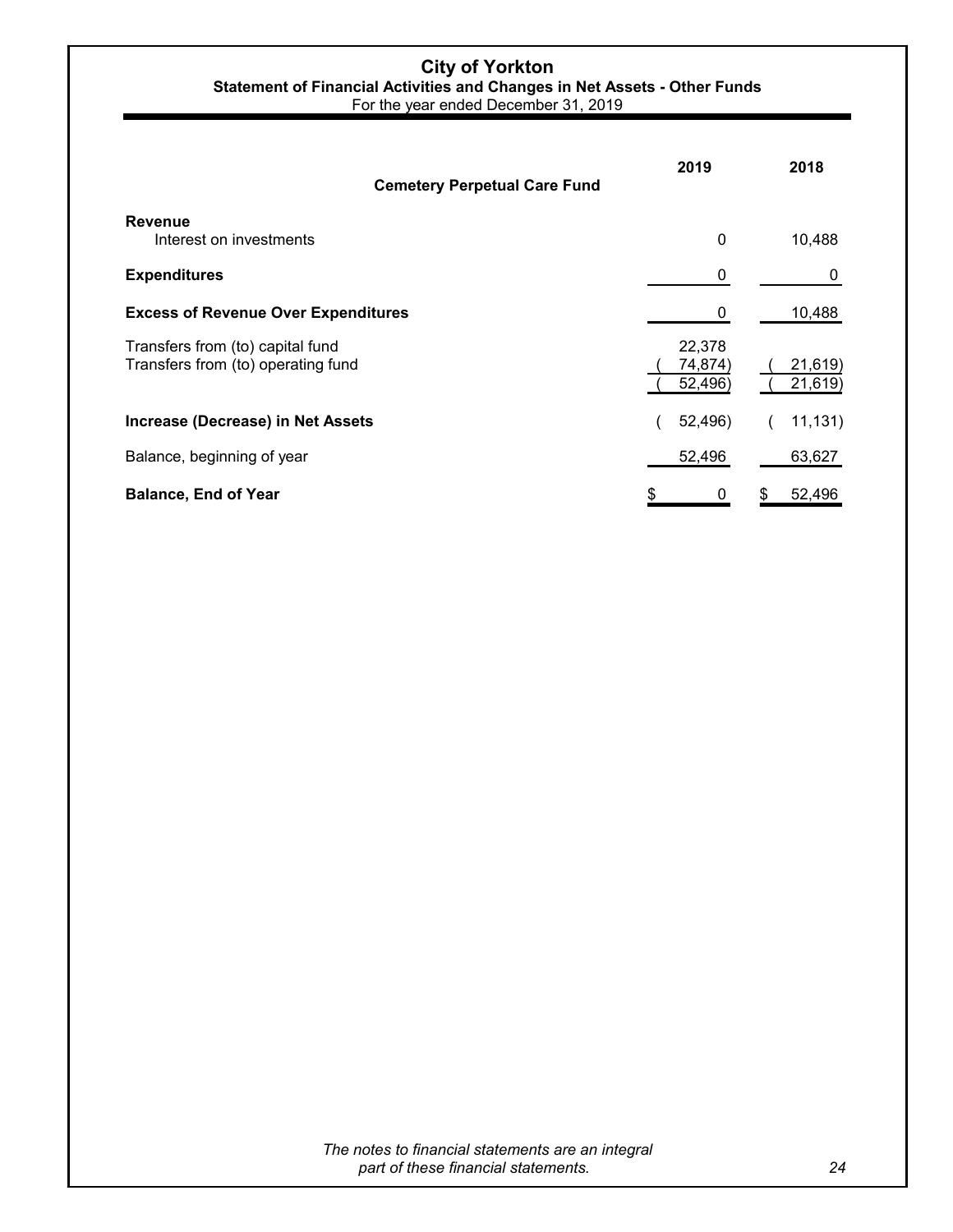# City of Yorkton

## Statement of Financial Activities and Changes in Net Assets - Other Funds

For the year ended December 31, 2019

| Cemetery Perpetual Care Fund | 2019 | 2018 |
|---|---|---|
| **Revenue** | | |
| Interest on investments | 0 | 10,488 |
| **Expenditures** | 0 | 0 |
| **Excess of Revenue Over Expenditures** | 0 | 10,488 |
| Transfers from (to) capital fund | 22,378 | |
| Transfers from (to) operating fund | ( 74,874) | ( 21,619) |
| | ( 52,496) | ( 21,619) |
| **Increase (Decrease) in Net Assets** | ( 52,496) | ( 11,131) |
| Balance, beginning of year | 52,496 | 63,627 |
| **Balance, End of Year** | $ 0 | $ 52,496 |

*The notes to financial statements are an integral part of these financial statements.*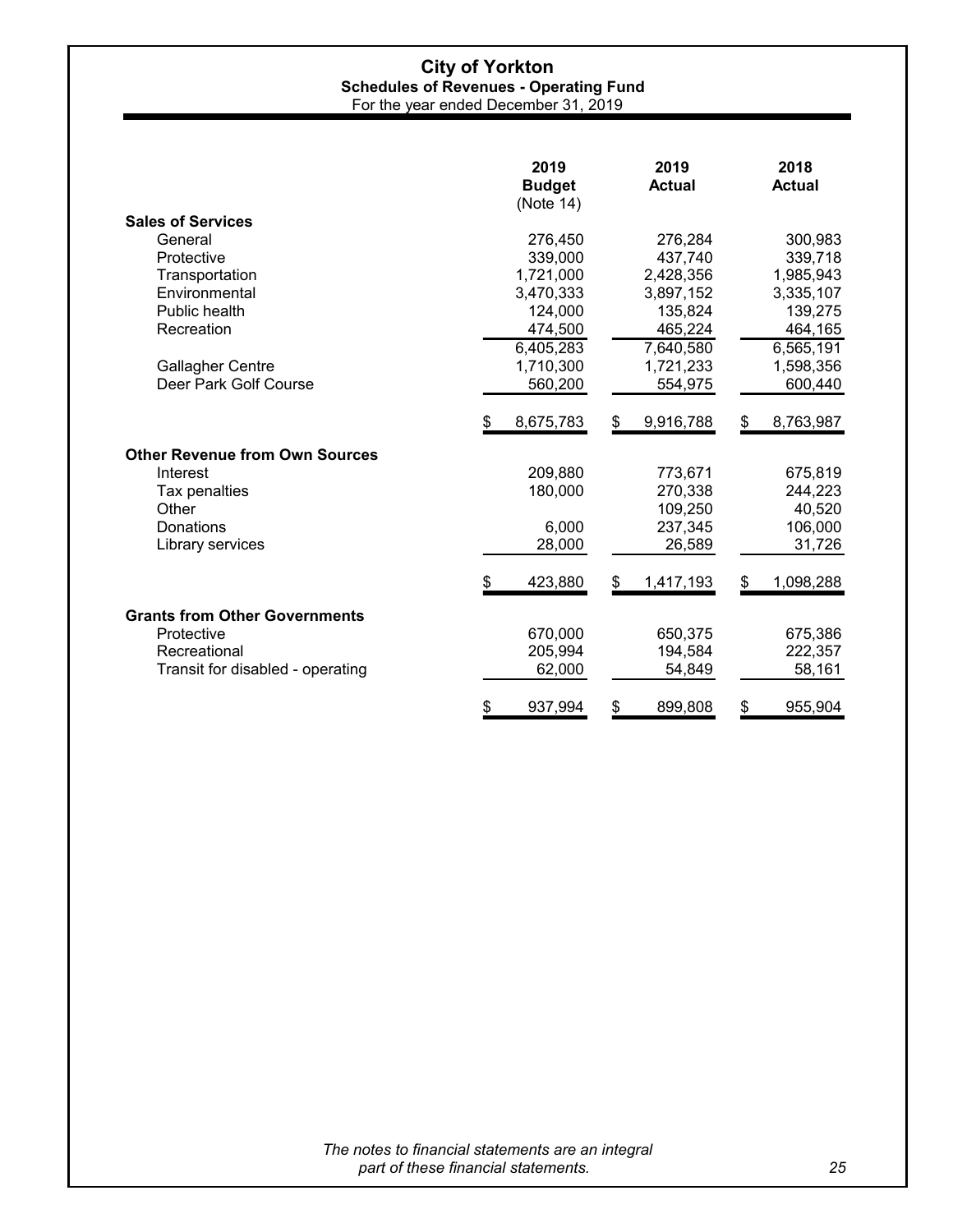# City of Yorkton

## Schedules of Revenues - Operating Fund

For the year ended December 31, 2019

| | 2019 Budget (Note 14) | 2019 Actual | 2018 Actual |
|---|---|---|---|
| **Sales of Services** | | | |
| General | 276,450 | 276,284 | 300,983 |
| Protective | 339,000 | 437,740 | 339,718 |
| Transportation | 1,721,000 | 2,428,356 | 1,985,943 |
| Environmental | 3,470,333 | 3,897,152 | 3,335,107 |
| Public health | 124,000 | 135,824 | 139,275 |
| Recreation | 474,500 | 465,224 | 464,165 |
| | 6,405,283 | 7,640,580 | 6,565,191 |
| Gallagher Centre | 1,710,300 | 1,721,233 | 1,598,356 |
| Deer Park Golf Course | 560,200 | 554,975 | 600,440 |
| | $ 8,675,783 | $ 9,916,788 | $ 8,763,987 |
| **Other Revenue from Own Sources** | | | |
| Interest | 209,880 | 773,671 | 675,819 |
| Tax penalties | 180,000 | 270,338 | 244,223 |
| Other | | 109,250 | 40,520 |
| Donations | 6,000 | 237,345 | 106,000 |
| Library services | 28,000 | 26,589 | 31,726 |
| | $ 423,880 | $ 1,417,193 | $ 1,098,288 |
| **Grants from Other Governments** | | | |
| Protective | 670,000 | 650,375 | 675,386 |
| Recreational | 205,994 | 194,584 | 222,357 |
| Transit for disabled - operating | 62,000 | 54,849 | 58,161 |
| | $ 937,994 | $ 899,808 | $ 955,904 |

*The notes to financial statements are an integral part of these financial statements.*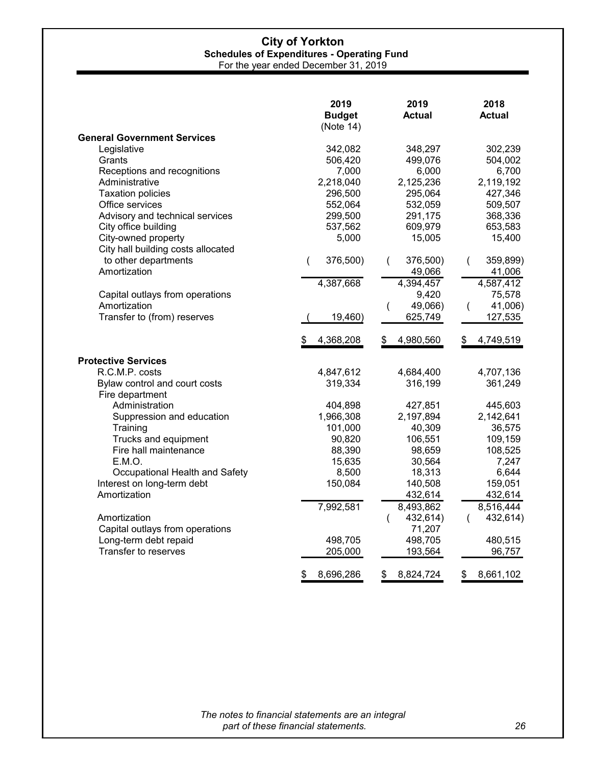# City of Yorkton

## Schedules of Expenditures - Operating Fund

For the year ended December 31, 2019

| | 2019 Budget (Note 14) | 2019 Actual | 2018 Actual |
|---|---|---|---|
| **General Government Services** | | | |
| Legislative | 342,082 | 348,297 | 302,239 |
| Grants | 506,420 | 499,076 | 504,002 |
| Receptions and recognitions | 7,000 | 6,000 | 6,700 |
| Administrative | 2,218,040 | 2,125,236 | 2,119,192 |
| Taxation policies | 296,500 | 295,064 | 427,346 |
| Office services | 552,064 | 532,059 | 509,507 |
| Advisory and technical services | 299,500 | 291,175 | 368,336 |
| City office building | 537,562 | 609,979 | 653,583 |
| City-owned property | 5,000 | 15,005 | 15,400 |
| City hall building costs allocated to other departments | (376,500) | (376,500) | (359,899) |
| Amortization | | 49,066 | 41,006 |
| | 4,387,668 | 4,394,457 | 4,587,412 |
| Capital outlays from operations | | 9,420 | 75,578 |
| Amortization | | (49,066) | (41,006) |
| Transfer to (from) reserves | (19,460) | 625,749 | 127,535 |
| | $ 4,368,208 | $ 4,980,560 | $ 4,749,519 |
| **Protective Services** | | | |
| R.C.M.P. costs | 4,847,612 | 4,684,400 | 4,707,136 |
| Bylaw control and court costs | 319,334 | 316,199 | 361,249 |
| Fire department | | | |
| Administration | 404,898 | 427,851 | 445,603 |
| Suppression and education | 1,966,308 | 2,197,894 | 2,142,641 |
| Training | 101,000 | 40,309 | 36,575 |
| Trucks and equipment | 90,820 | 106,551 | 109,159 |
| Fire hall maintenance | 88,390 | 98,659 | 108,525 |
| E.M.O. | 15,635 | 30,564 | 7,247 |
| Occupational Health and Safety | 8,500 | 18,313 | 6,644 |
| Interest on long-term debt | 150,084 | 140,508 | 159,051 |
| Amortization | | 432,614 | 432,614 |
| | 7,992,581 | 8,493,862 | 8,516,444 |
| Amortization | | (432,614) | (432,614) |
| Capital outlays from operations | | 71,207 | |
| Long-term debt repaid | 498,705 | 498,705 | 480,515 |
| Transfer to reserves | 205,000 | 193,564 | 96,757 |
| | $ 8,696,286 | $ 8,824,724 | $ 8,661,102 |

*The notes to financial statements are an integral part of these financial statements.*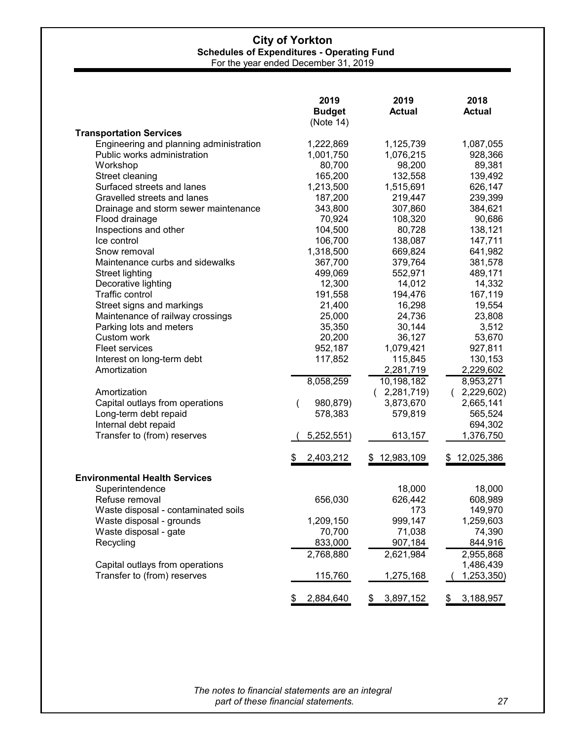# City of Yorkton

## Schedules of Expenditures - Operating Fund

For the year ended December 31, 2019

| | 2019 Budget (Note 14) | 2019 Actual | 2018 Actual |
|---|---|---|---|
| **Transportation Services** | | | |
| Engineering and planning administration | 1,222,869 | 1,125,739 | 1,087,055 |
| Public works administration | 1,001,750 | 1,076,215 | 928,366 |
| Workshop | 80,700 | 98,200 | 89,381 |
| Street cleaning | 165,200 | 132,558 | 139,492 |
| Surfaced streets and lanes | 1,213,500 | 1,515,691 | 626,147 |
| Gravelled streets and lanes | 187,200 | 219,447 | 239,399 |
| Drainage and storm sewer maintenance | 343,800 | 307,860 | 384,621 |
| Flood drainage | 70,924 | 108,320 | 90,686 |
| Inspections and other | 104,500 | 80,728 | 138,121 |
| Ice control | 106,700 | 138,087 | 147,711 |
| Snow removal | 1,318,500 | 669,824 | 641,982 |
| Maintenance curbs and sidewalks | 367,700 | 379,764 | 381,578 |
| Street lighting | 499,069 | 552,971 | 489,171 |
| Decorative lighting | 12,300 | 14,012 | 14,332 |
| Traffic control | 191,558 | 194,476 | 167,119 |
| Street signs and markings | 21,400 | 16,298 | 19,554 |
| Maintenance of railway crossings | 25,000 | 24,736 | 23,808 |
| Parking lots and meters | 35,350 | 30,144 | 3,512 |
| Custom work | 20,200 | 36,127 | 53,670 |
| Fleet services | 952,187 | 1,079,421 | 927,811 |
| Interest on long-term debt | 117,852 | 115,845 | 130,153 |
| Amortization | | 2,281,719 | 2,229,602 |
| | 8,058,259 | 10,198,182 | 8,953,271 |
| Amortization | | ( 2,281,719) | ( 2,229,602) |
| Capital outlays from operations | ( 980,879) | 3,873,670 | 2,665,141 |
| Long-term debt repaid | 578,383 | 579,819 | 565,524 |
| Internal debt repaid | | | 694,302 |
| Transfer to (from) reserves | ( 5,252,551) | 613,157 | 1,376,750 |
| | $ 2,403,212 | $ 12,983,109 | $ 12,025,386 |
| **Environmental Health Services** | | | |
| Superintendence | | 18,000 | 18,000 |
| Refuse removal | 656,030 | 626,442 | 608,989 |
| Waste disposal - contaminated soils | | 173 | 149,970 |
| Waste disposal - grounds | 1,209,150 | 999,147 | 1,259,603 |
| Waste disposal - gate | 70,700 | 71,038 | 74,390 |
| Recycling | 833,000 | 907,184 | 844,916 |
| | 2,768,880 | 2,621,984 | 2,955,868 |
| Capital outlays from operations | | | 1,486,439 |
| Transfer to (from) reserves | 115,760 | 1,275,168 | ( 1,253,350) |
| | $ 2,884,640 | $ 3,897,152 | $ 3,188,957 |

*The notes to financial statements are an integral part of these financial statements.*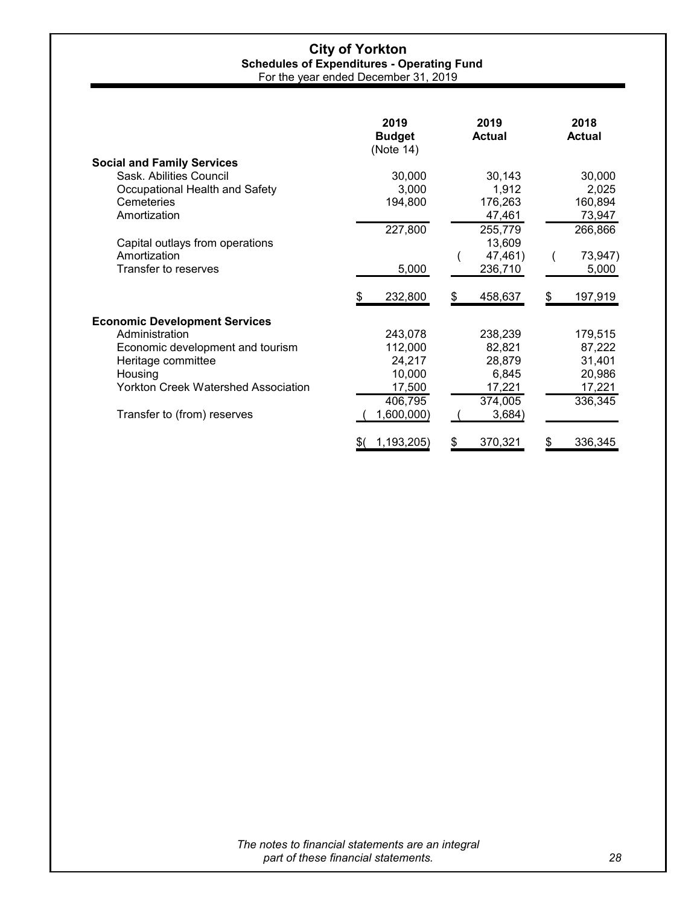# City of Yorkton

## Schedules of Expenditures - Operating Fund

For the year ended December 31, 2019

| | 2019 Budget (Note 14) | 2019 Actual | 2018 Actual |
|---|---|---|---|
| **Social and Family Services** | | | |
| Sask. Abilities Council | 30,000 | 30,143 | 30,000 |
| Occupational Health and Safety | 3,000 | 1,912 | 2,025 |
| Cemeteries | 194,800 | 176,263 | 160,894 |
| Amortization | | 47,461 | 73,947 |
| | 227,800 | 255,779 | 266,866 |
| Capital outlays from operations | | 13,609 | |
| Amortization | | ( 47,461) | ( 73,947) |
| Transfer to reserves | 5,000 | 236,710 | 5,000 |
| | $ 232,800 | $ 458,637 | $ 197,919 |
| **Economic Development Services** | | | |
| Administration | 243,078 | 238,239 | 179,515 |
| Economic development and tourism | 112,000 | 82,821 | 87,222 |
| Heritage committee | 24,217 | 28,879 | 31,401 |
| Housing | 10,000 | 6,845 | 20,986 |
| Yorkton Creek Watershed Association | 17,500 | 17,221 | 17,221 |
| | 406,795 | 374,005 | 336,345 |
| Transfer to (from) reserves | ( 1,600,000) | ( 3,684) | |
| | $( 1,193,205) | $ 370,321 | $ 336,345 |

*The notes to financial statements are an integral part of these financial statements.*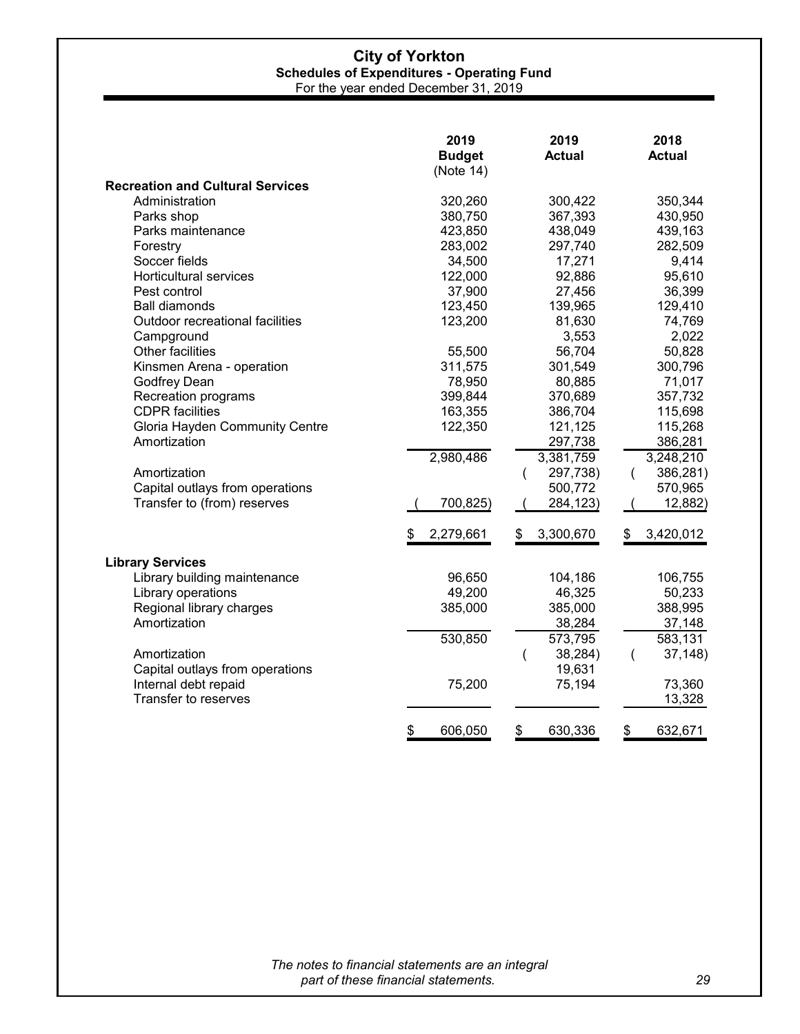# City of Yorkton

## Schedules of Expenditures - Operating Fund

For the year ended December 31, 2019

| | 2019 Budget (Note 14) | 2019 Actual | 2018 Actual |
|---|---|---|---|
| **Recreation and Cultural Services** | | | |
| Administration | 320,260 | 300,422 | 350,344 |
| Parks shop | 380,750 | 367,393 | 430,950 |
| Parks maintenance | 423,850 | 438,049 | 439,163 |
| Forestry | 283,002 | 297,740 | 282,509 |
| Soccer fields | 34,500 | 17,271 | 9,414 |
| Horticultural services | 122,000 | 92,886 | 95,610 |
| Pest control | 37,900 | 27,456 | 36,399 |
| Ball diamonds | 123,450 | 139,965 | 129,410 |
| Outdoor recreational facilities | 123,200 | 81,630 | 74,769 |
| Campground | | 3,553 | 2,022 |
| Other facilities | 55,500 | 56,704 | 50,828 |
| Kinsmen Arena - operation | 311,575 | 301,549 | 300,796 |
| Godfrey Dean | 78,950 | 80,885 | 71,017 |
| Recreation programs | 399,844 | 370,689 | 357,732 |
| CDPR facilities | 163,355 | 386,704 | 115,698 |
| Gloria Hayden Community Centre | 122,350 | 121,125 | 115,268 |
| Amortization | | 297,738 | 386,281 |
| | 2,980,486 | 3,381,759 | 3,248,210 |
| Amortization | | (297,738) | (386,281) |
| Capital outlays from operations | | 500,772 | 570,965 |
| Transfer to (from) reserves | (700,825) | (284,123) | (12,882) |
| | $ 2,279,661 | $ 3,300,670 | $ 3,420,012 |
| **Library Services** | | | |
| Library building maintenance | 96,650 | 104,186 | 106,755 |
| Library operations | 49,200 | 46,325 | 50,233 |
| Regional library charges | 385,000 | 385,000 | 388,995 |
| Amortization | | 38,284 | 37,148 |
| | 530,850 | 573,795 | 583,131 |
| Amortization | | (38,284) | (37,148) |
| Capital outlays from operations | | 19,631 | |
| Internal debt repaid | 75,200 | 75,194 | 73,360 |
| Transfer to reserves | | | 13,328 |
| | $ 606,050 | $ 630,336 | $ 632,671 |

*The notes to financial statements are an integral part of these financial statements.*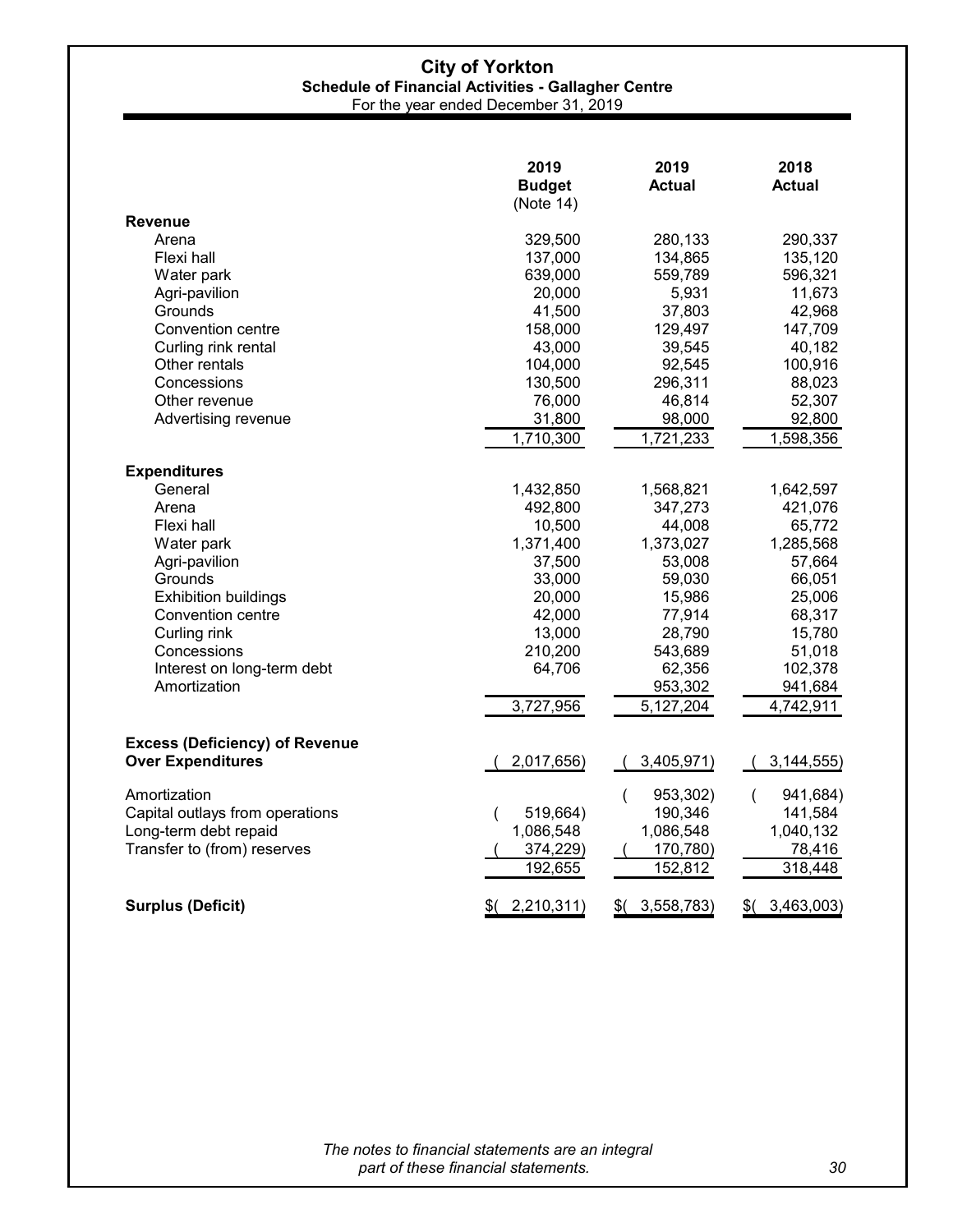# City of Yorkton

## Schedule of Financial Activities - Gallagher Centre

For the year ended December 31, 2019

| | 2019 Budget (Note 14) | 2019 Actual | 2018 Actual |
|---|---|---|---|
| **Revenue** | | | |
| Arena | 329,500 | 280,133 | 290,337 |
| Flexi hall | 137,000 | 134,865 | 135,120 |
| Water park | 639,000 | 559,789 | 596,321 |
| Agri-pavilion | 20,000 | 5,931 | 11,673 |
| Grounds | 41,500 | 37,803 | 42,968 |
| Convention centre | 158,000 | 129,497 | 147,709 |
| Curling rink rental | 43,000 | 39,545 | 40,182 |
| Other rentals | 104,000 | 92,545 | 100,916 |
| Concessions | 130,500 | 296,311 | 88,023 |
| Other revenue | 76,000 | 46,814 | 52,307 |
| Advertising revenue | 31,800 | 98,000 | 92,800 |
| | 1,710,300 | 1,721,233 | 1,598,356 |
| **Expenditures** | | | |
| General | 1,432,850 | 1,568,821 | 1,642,597 |
| Arena | 492,800 | 347,273 | 421,076 |
| Flexi hall | 10,500 | 44,008 | 65,772 |
| Water park | 1,371,400 | 1,373,027 | 1,285,568 |
| Agri-pavilion | 37,500 | 53,008 | 57,664 |
| Grounds | 33,000 | 59,030 | 66,051 |
| Exhibition buildings | 20,000 | 15,986 | 25,006 |
| Convention centre | 42,000 | 77,914 | 68,317 |
| Curling rink | 13,000 | 28,790 | 15,780 |
| Concessions | 210,200 | 543,689 | 51,018 |
| Interest on long-term debt | 64,706 | 62,356 | 102,378 |
| Amortization | | 953,302 | 941,684 |
| | 3,727,956 | 5,127,204 | 4,742,911 |
| **Excess (Deficiency) of Revenue Over Expenditures** | (2,017,656) | (3,405,971) | (3,144,555) |
| Amortization | | (953,302) | (941,684) |
| Capital outlays from operations | (519,664) | 190,346 | 141,584 |
| Long-term debt repaid | 1,086,548 | 1,086,548 | 1,040,132 |
| Transfer to (from) reserves | (374,229) | (170,780) | 78,416 |
| | 192,655 | 152,812 | 318,448 |
| **Surplus (Deficit)** | $(2,210,311) | $(3,558,783) | $(3,463,003) |

*The notes to financial statements are an integral part of these financial statements.*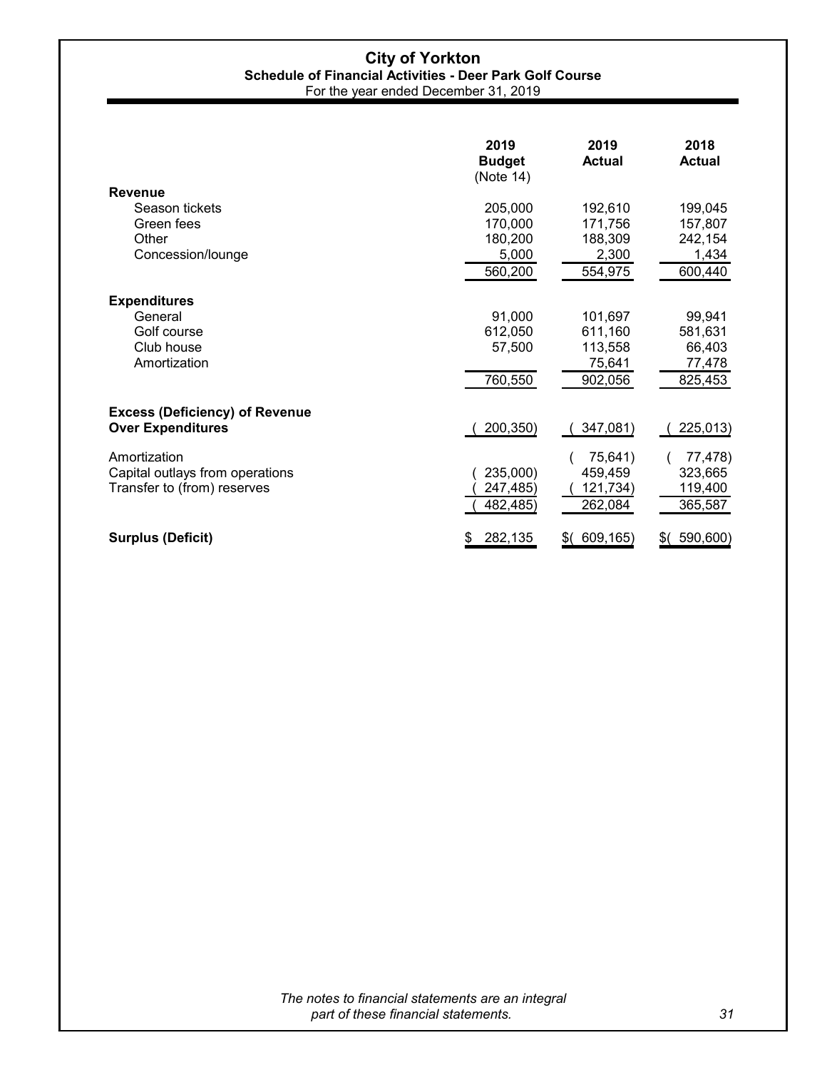# City of Yorkton

## Schedule of Financial Activities - Deer Park Golf Course

For the year ended December 31, 2019

| | 2019 Budget (Note 14) | 2019 Actual | 2018 Actual |
|---|---|---|---|
| **Revenue** | | | |
| Season tickets | 205,000 | 192,610 | 199,045 |
| Green fees | 170,000 | 171,756 | 157,807 |
| Other | 180,200 | 188,309 | 242,154 |
| Concession/lounge | 5,000 | 2,300 | 1,434 |
| | 560,200 | 554,975 | 600,440 |
| **Expenditures** | | | |
| General | 91,000 | 101,697 | 99,941 |
| Golf course | 612,050 | 611,160 | 581,631 |
| Club house | 57,500 | 113,558 | 66,403 |
| Amortization | | 75,641 | 77,478 |
| | 760,550 | 902,056 | 825,453 |
| **Excess (Deficiency) of Revenue Over Expenditures** | ( 200,350) | ( 347,081) | ( 225,013) |
| Amortization | | ( 75,641) | ( 77,478) |
| Capital outlays from operations | ( 235,000) | 459,459 | 323,665 |
| Transfer to (from) reserves | ( 247,485) | ( 121,734) | 119,400 |
| | ( 482,485) | 262,084 | 365,587 |
| **Surplus (Deficit)** | $ 282,135 | $( 609,165) | $( 590,600) |

*The notes to financial statements are an integral part of these financial statements.*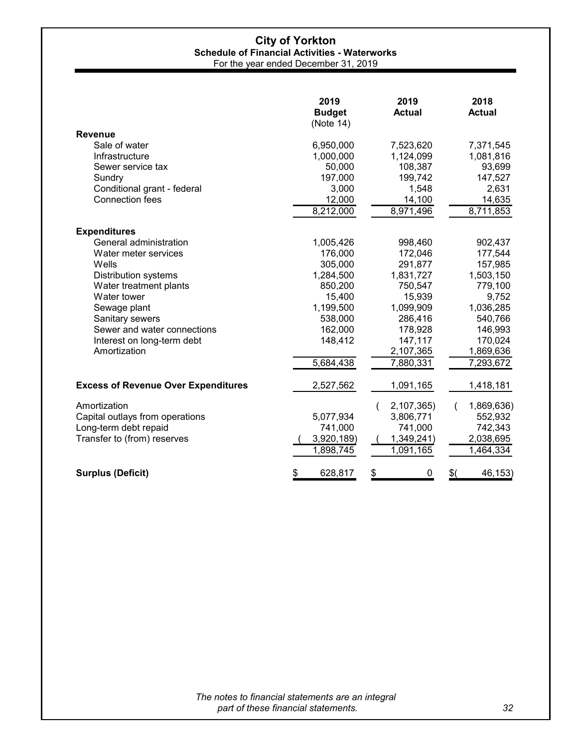# City of Yorkton

## Schedule of Financial Activities - Waterworks

For the year ended December 31, 2019

| | 2019 Budget (Note 14) | 2019 Actual | 2018 Actual |
|---|---|---|---|
| **Revenue** | | | |
| Sale of water | 6,950,000 | 7,523,620 | 7,371,545 |
| Infrastructure | 1,000,000 | 1,124,099 | 1,081,816 |
| Sewer service tax | 50,000 | 108,387 | 93,699 |
| Sundry | 197,000 | 199,742 | 147,527 |
| Conditional grant - federal | 3,000 | 1,548 | 2,631 |
| Connection fees | 12,000 | 14,100 | 14,635 |
| | 8,212,000 | 8,971,496 | 8,711,853 |
| **Expenditures** | | | |
| General administration | 1,005,426 | 998,460 | 902,437 |
| Water meter services | 176,000 | 172,046 | 177,544 |
| Wells | 305,000 | 291,877 | 157,985 |
| Distribution systems | 1,284,500 | 1,831,727 | 1,503,150 |
| Water treatment plants | 850,200 | 750,547 | 779,100 |
| Water tower | 15,400 | 15,939 | 9,752 |
| Sewage plant | 1,199,500 | 1,099,909 | 1,036,285 |
| Sanitary sewers | 538,000 | 286,416 | 540,766 |
| Sewer and water connections | 162,000 | 178,928 | 146,993 |
| Interest on long-term debt | 148,412 | 147,117 | 170,024 |
| Amortization | | 2,107,365 | 1,869,636 |
| | 5,684,438 | 7,880,331 | 7,293,672 |
| **Excess of Revenue Over Expenditures** | 2,527,562 | 1,091,165 | 1,418,181 |
| Amortization | | (2,107,365) | (1,869,636) |
| Capital outlays from operations | 5,077,934 | 3,806,771 | 552,932 |
| Long-term debt repaid | 741,000 | 741,000 | 742,343 |
| Transfer to (from) reserves | (3,920,189) | (1,349,241) | 2,038,695 |
| | 1,898,745 | 1,091,165 | 1,464,334 |
| **Surplus (Deficit)** | $ 628,817 | $ 0 | $(46,153) |

*The notes to financial statements are an integral part of these financial statements.*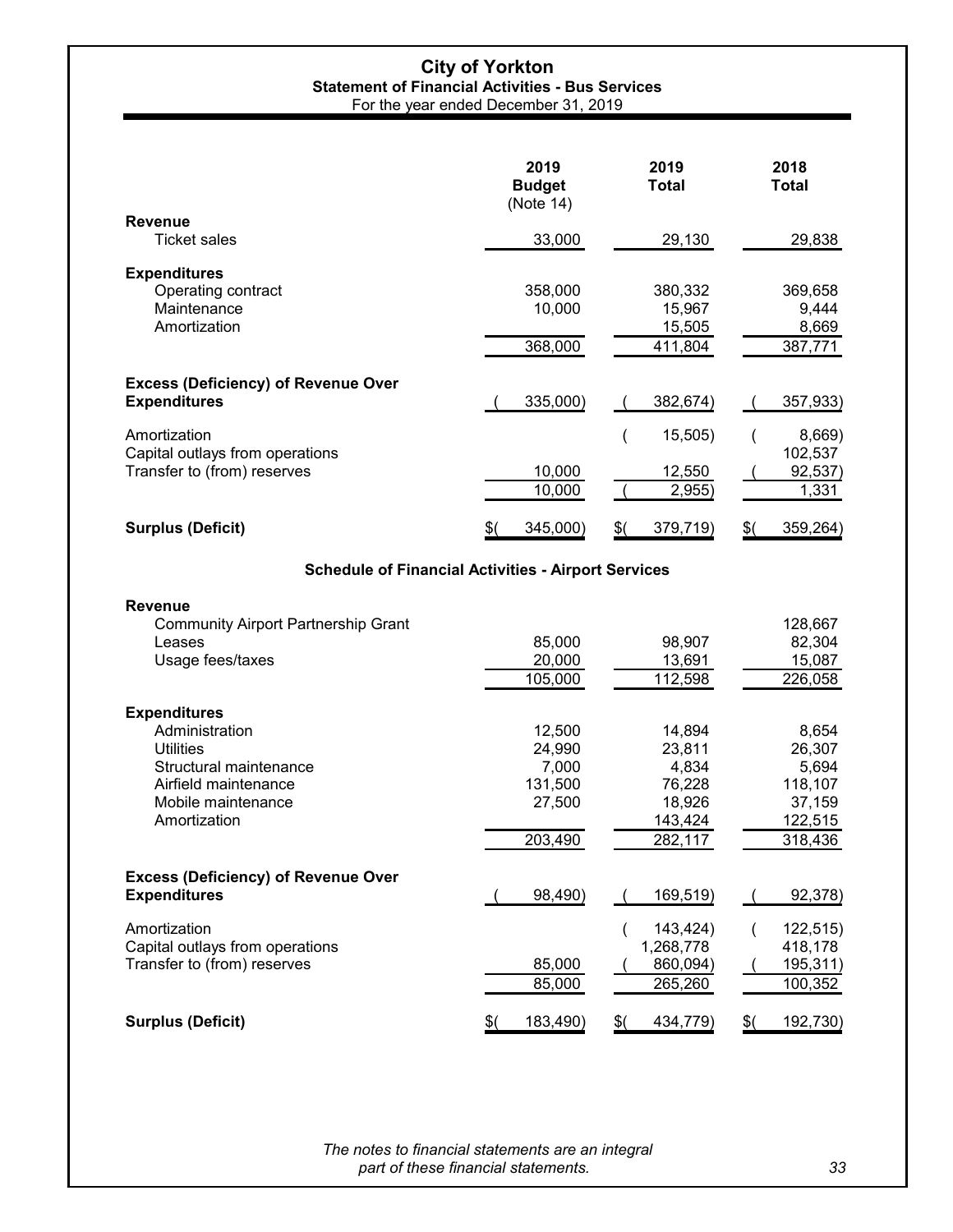# City of Yorkton

## Statement of Financial Activities - Bus Services

For the year ended December 31, 2019

| | 2019 Budget (Note 14) | 2019 Total | 2018 Total |
|---|---|---|---|
| **Revenue** | | | |
| Ticket sales | 33,000 | 29,130 | 29,838 |
| **Expenditures** | | | |
| Operating contract | 358,000 | 380,332 | 369,658 |
| Maintenance | 10,000 | 15,967 | 9,444 |
| Amortization | | 15,505 | 8,669 |
| | 368,000 | 411,804 | 387,771 |
| **Excess (Deficiency) of Revenue Over Expenditures** | ( 335,000) | ( 382,674) | ( 357,933) |
| Amortization | | ( 15,505) | ( 8,669) |
| Capital outlays from operations | | | 102,537 |
| Transfer to (from) reserves | 10,000 | 12,550 | ( 92,537) |
| | 10,000 | ( 2,955) | 1,331 |
| **Surplus (Deficit)** | $( 345,000) | $( 379,719) | $( 359,264) |

## Schedule of Financial Activities - Airport Services

| | 2019 Budget (Note 14) | 2019 Total | 2018 Total |
|---|---|---|---|
| **Revenue** | | | |
| Community Airport Partnership Grant | | | 128,667 |
| Leases | 85,000 | 98,907 | 82,304 |
| Usage fees/taxes | 20,000 | 13,691 | 15,087 |
| | 105,000 | 112,598 | 226,058 |
| **Expenditures** | | | |
| Administration | 12,500 | 14,894 | 8,654 |
| Utilities | 24,990 | 23,811 | 26,307 |
| Structural maintenance | 7,000 | 4,834 | 5,694 |
| Airfield maintenance | 131,500 | 76,228 | 118,107 |
| Mobile maintenance | 27,500 | 18,926 | 37,159 |
| Amortization | | 143,424 | 122,515 |
| | 203,490 | 282,117 | 318,436 |
| **Excess (Deficiency) of Revenue Over Expenditures** | ( 98,490) | ( 169,519) | ( 92,378) |
| Amortization | | ( 143,424) | ( 122,515) |
| Capital outlays from operations | | 1,268,778 | 418,178 |
| Transfer to (from) reserves | 85,000 | ( 860,094) | ( 195,311) |
| | 85,000 | 265,260 | 100,352 |
| **Surplus (Deficit)** | $( 183,490) | $( 434,779) | $( 192,730) |

*The notes to financial statements are an integral part of these financial statements.*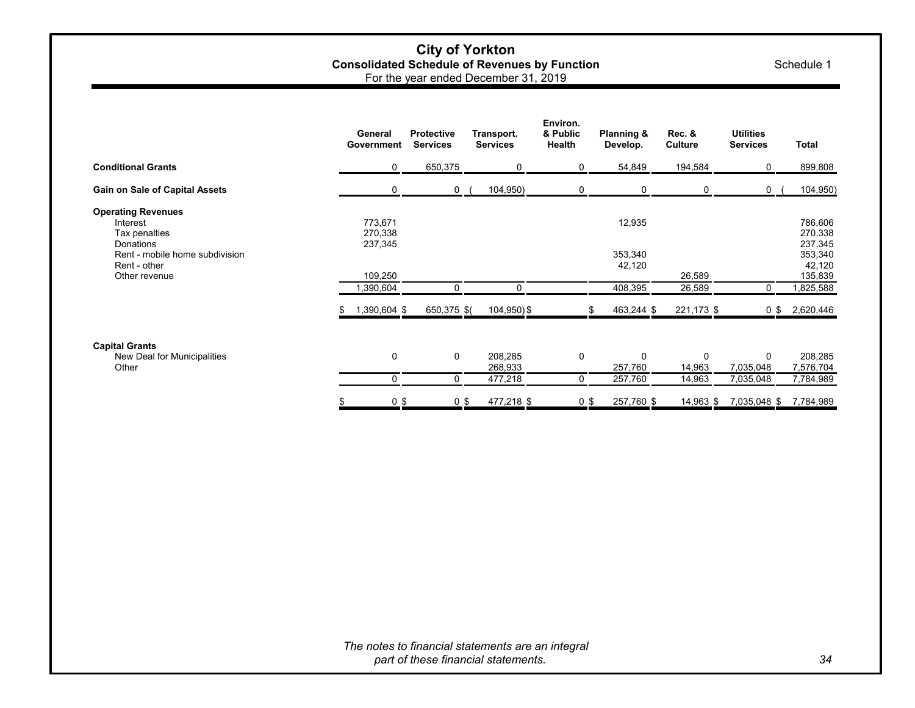# City of Yorkton

## Consolidated Schedule of Revenues by Function

For the year ended December 31, 2019

Schedule 1

| | General Government | Protective Services | Transport. Services | Environ. & Public Health | Planning & Develop. | Rec. & Culture | Utilities Services | Total |
|---|---|---|---|---|---|---|---|---|
| **Conditional Grants** | 0 | 650,375 | 0 | 0 | 54,849 | 194,584 | 0 | 899,808 |
| **Gain on Sale of Capital Assets** | 0 | 0 | (104,950) | 0 | 0 | 0 | 0 | (104,950) |
| **Operating Revenues** | | | | | | | | |
| Interest | 773,671 | | | | 12,935 | | | 786,606 |
| Tax penalties | 270,338 | | | | | | | 270,338 |
| Donations | 237,345 | | | | | | | 237,345 |
| Rent - mobile home subdivision | | | | | 353,340 | | | 353,340 |
| Rent - other | | | | | 42,120 | | | 42,120 |
| Other revenue | 109,250 | | | | | 26,589 | | 135,839 |
| | 1,390,604 | 0 | 0 | | 408,395 | 26,589 | 0 | 1,825,588 |
| | $ 1,390,604 | $ 650,375 | $ (104,950) | $ | $ 463,244 | $ 221,173 | $ 0 | $ 2,620,446 |
| **Capital Grants** | | | | | | | | |
| New Deal for Municipalities | 0 | 0 | 208,285 | 0 | 0 | 0 | 0 | 208,285 |
| Other | | | 268,933 | | 257,760 | 14,963 | 7,035,048 | 7,576,704 |
| | 0 | 0 | 477,218 | 0 | 257,760 | 14,963 | 7,035,048 | 7,784,989 |
| | $ 0 | $ 0 | $ 477,218 | $ 0 | $ 257,760 | $ 14,963 | $ 7,035,048 | $ 7,784,989 |

*The notes to financial statements are an integral part of these financial statements.*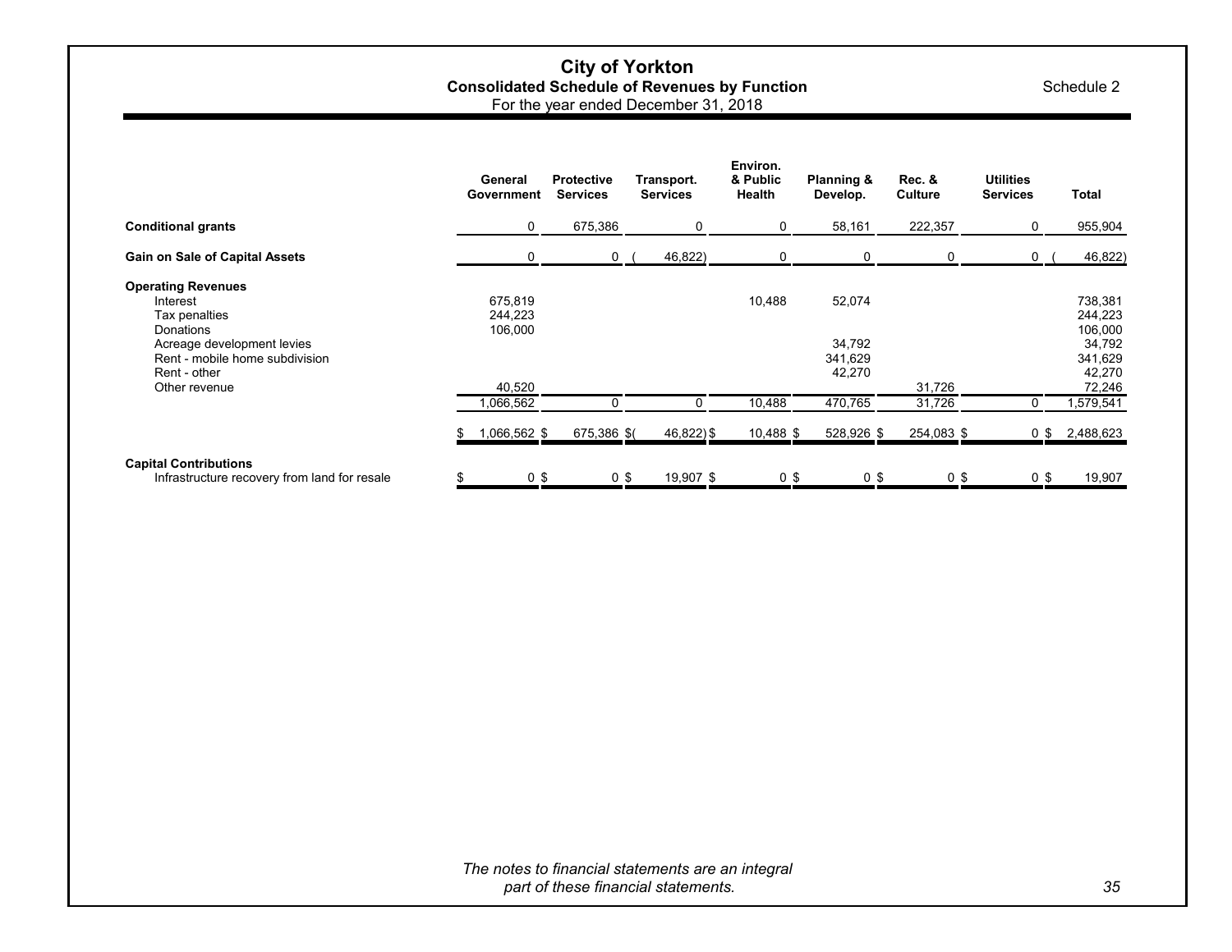# City of Yorkton

## Consolidated Schedule of Revenues by Function

For the year ended December 31, 2018

Schedule 2

| | General Government | Protective Services | Transport. Services | Environ. & Public Health | Planning & Develop. | Rec. & Culture | Utilities Services | Total |
|---|---|---|---|---|---|---|---|---|
| **Conditional grants** | 0 | 675,386 | 0 | 0 | 58,161 | 222,357 | 0 | 955,904 |
| **Gain on Sale of Capital Assets** | 0 | 0 | (46,822) | 0 | 0 | 0 | 0 | (46,822) |
| **Operating Revenues** | | | | | | | | |
| Interest | 675,819 | | | 10,488 | 52,074 | | | 738,381 |
| Tax penalties | 244,223 | | | | | | | 244,223 |
| Donations | 106,000 | | | | | | | 106,000 |
| Acreage development levies | | | | | 34,792 | | | 34,792 |
| Rent - mobile home subdivision | | | | | 341,629 | | | 341,629 |
| Rent - other | | | | | 42,270 | | | 42,270 |
| Other revenue | 40,520 | | | | | 31,726 | | 72,246 |
| | 1,066,562 | 0 | 0 | 10,488 | 470,765 | 31,726 | 0 | 1,579,541 |
| | $ 1,066,562 | $ 675,386 | $ (46,822) | $ 10,488 | $ 528,926 | $ 254,083 | $ 0 | $ 2,488,623 |
| **Capital Contributions** | | | | | | | | |
| Infrastructure recovery from land for resale | $ 0 | $ 0 | $ 19,907 | $ 0 | $ 0 | $ 0 | $ 0 | $ 19,907 |

*The notes to financial statements are an integral part of these financial statements.*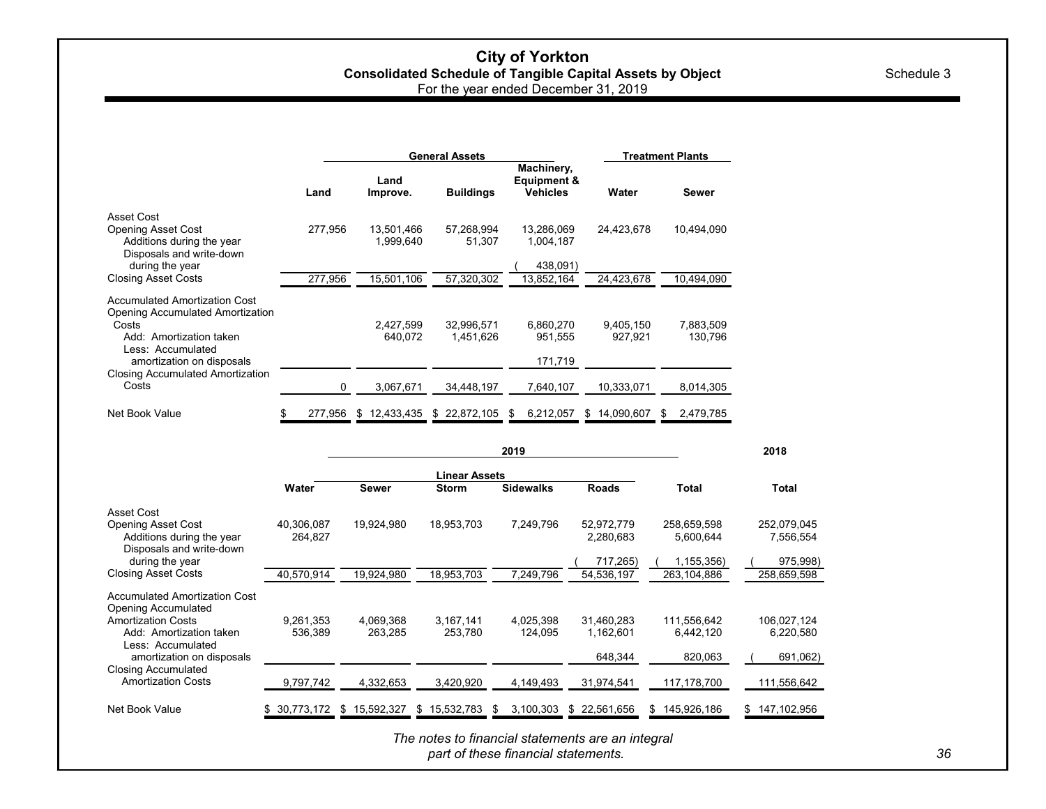# City of Yorkton

## Consolidated Schedule of Tangible Capital Assets by Object

For the year ended December 31, 2019

Schedule 3

| | General Assets | | | | Treatment Plants | |
|---|---|---|---|---|---|---|
| | Land | Land Improve. | Buildings | Machinery, Equipment & Vehicles | Water | Sewer |
| **Asset Cost** | | | | | | |
| Opening Asset Cost | 277,956 | 13,501,466 | 57,268,994 | 13,286,069 | 24,423,678 | 10,494,090 |
| Additions during the year | | 1,999,640 | 51,307 | 1,004,187 | | |
| Disposals and write-down during the year | | | | ( 438,091) | | |
| Closing Asset Costs | 277,956 | 15,501,106 | 57,320,302 | 13,852,164 | 24,423,678 | 10,494,090 |
| **Accumulated Amortization Cost** | | | | | | |
| Opening Accumulated Amortization Costs | | 2,427,599 | 32,996,571 | 6,860,270 | 9,405,150 | 7,883,509 |
| Add: Amortization taken | | 640,072 | 1,451,626 | 951,555 | 927,921 | 130,796 |
| Less: Accumulated amortization on disposals | | | | 171,719 | | |
| Closing Accumulated Amortization Costs | 0 | 3,067,671 | 34,448,197 | 7,640,107 | 10,333,071 | 8,014,305 |
| Net Book Value | $ 277,956 | $ 12,433,435 | $ 22,872,105 | $ 6,212,057 | $ 14,090,607 | $ 2,479,785 |

| | 2019 | | | | | | 2018 |
|---|---|---|---|---|---|---|---|
| | Linear Assets | | | | | | |
| | Water | Sewer | Storm | Sidewalks | Roads | Total | Total |
| **Asset Cost** | | | | | | | |
| Opening Asset Cost | 40,306,087 | 19,924,980 | 18,953,703 | 7,249,796 | 52,972,779 | 258,659,598 | 252,079,045 |
| Additions during the year | 264,827 | | | | 2,280,683 | 5,600,644 | 7,556,554 |
| Disposals and write-down during the year | | | | | ( 717,265) | ( 1,155,356) | ( 975,998) |
| Closing Asset Costs | 40,570,914 | 19,924,980 | 18,953,703 | 7,249,796 | 54,536,197 | 263,104,886 | 258,659,598 |
| **Accumulated Amortization Cost** | | | | | | | |
| Opening Accumulated Amortization Costs | 9,261,353 | 4,069,368 | 3,167,141 | 4,025,398 | 31,460,283 | 111,556,642 | 106,027,124 |
| Add: Amortization taken | 536,389 | 263,285 | 253,780 | 124,095 | 1,162,601 | 6,442,120 | 6,220,580 |
| Less: Accumulated amortization on disposals | | | | | 648,344 | 820,063 | ( 691,062) |
| Closing Accumulated Amortization Costs | 9,797,742 | 4,332,653 | 3,420,920 | 4,149,493 | 31,974,541 | 117,178,700 | 111,556,642 |
| Net Book Value | $ 30,773,172 | $ 15,592,327 | $ 15,532,783 | $ 3,100,303 | $ 22,561,656 | $ 145,926,186 | $ 147,102,956 |

*The notes to financial statements are an integral part of these financial statements.*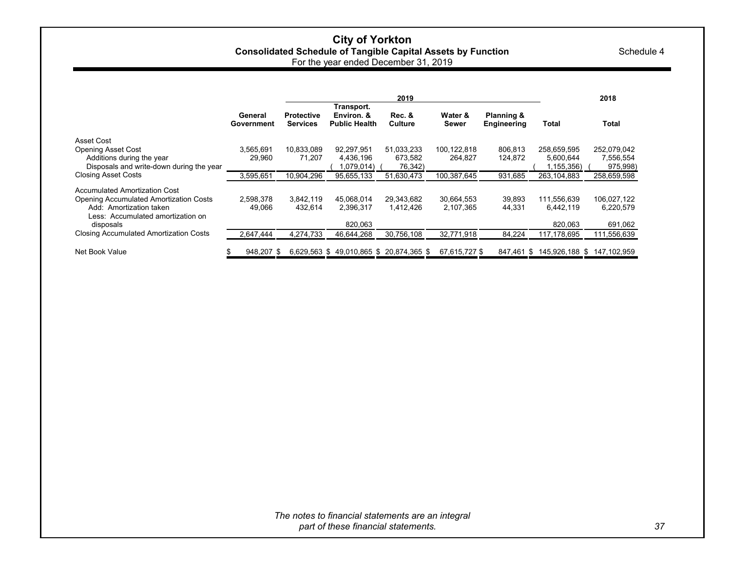# City of Yorkton

## Consolidated Schedule of Tangible Capital Assets by Function

Schedule 4

For the year ended December 31, 2019

| | 2019 | | | | | | | 2018 |
|---|---|---|---|---|---|---|---|---|
| | **General Government** | **Protective Services** | **Transport. Environ. & Public Health** | **Rec. & Culture** | **Water & Sewer** | **Planning & Engineering** | **Total** | **Total** |
| Asset Cost | | | | | | | | |
| Opening Asset Cost | 3,565,691 | 10,833,089 | 92,297,951 | 51,033,233 | 100,122,818 | 806,813 | 258,659,595 | 252,079,042 |
| Additions during the year | 29,960 | 71,207 | 4,436,196 | 673,582 | 264,827 | 124,872 | 5,600,644 | 7,556,554 |
| Disposals and write-down during the year | | | (1,079,014) | (76,342) | | | (1,155,356) | (975,998) |
| Closing Asset Costs | 3,595,651 | 10,904,296 | 95,655,133 | 51,630,473 | 100,387,645 | 931,685 | 263,104,883 | 258,659,598 |
| Accumulated Amortization Cost | | | | | | | | |
| Opening Accumulated Amortization Costs | 2,598,378 | 3,842,119 | 45,068,014 | 29,343,682 | 30,664,553 | 39,893 | 111,556,639 | 106,027,122 |
| Add: Amortization taken | 49,066 | 432,614 | 2,396,317 | 1,412,426 | 2,107,365 | 44,331 | 6,442,119 | 6,220,579 |
| Less: Accumulated amortization on disposals | | | 820,063 | | | | 820,063 | 691,062 |
| Closing Accumulated Amortization Costs | 2,647,444 | 4,274,733 | 46,644,268 | 30,756,108 | 32,771,918 | 84,224 | 117,178,695 | 111,556,639 |
| Net Book Value | $ 948,207 | $ 6,629,563 | $ 49,010,865 | $ 20,874,365 | $ 67,615,727 | $ 847,461 | $ 145,926,188 | $ 147,102,959 |

*The notes to financial statements are an integral part of these financial statements.*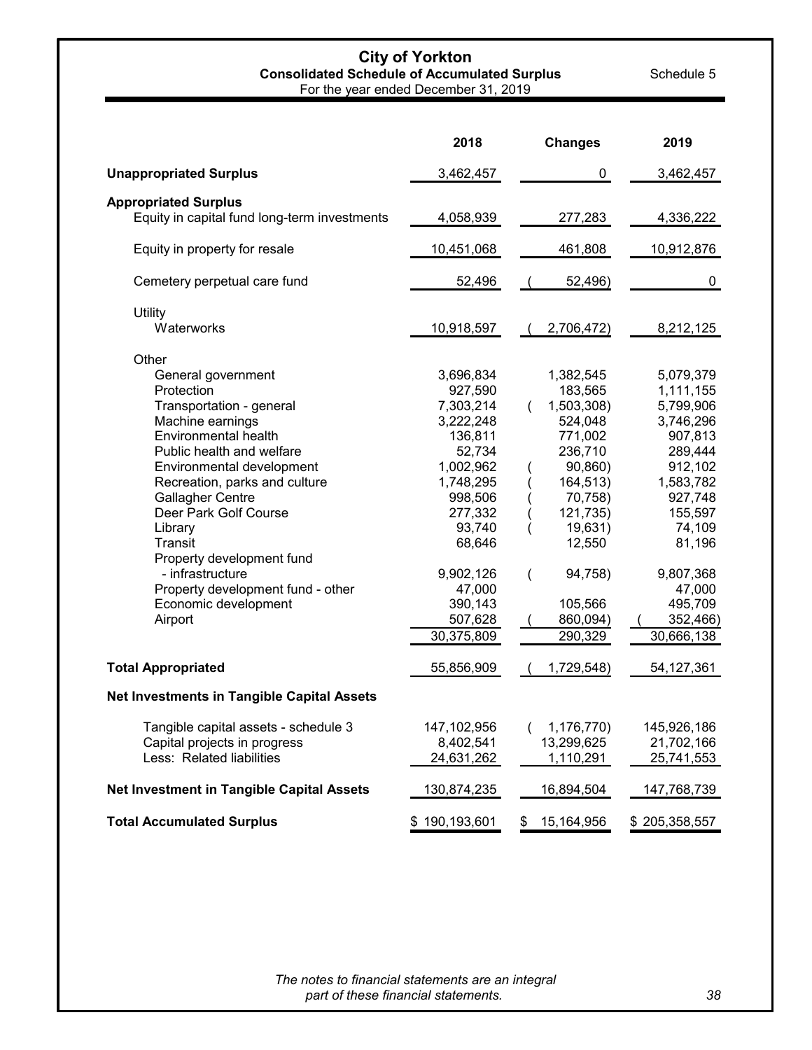# City of Yorkton

## Consolidated Schedule of Accumulated Surplus

For the year ended December 31, 2019

Schedule 5

| | 2018 | Changes | 2019 |
|---|---|---|---|
| **Unappropriated Surplus** | 3,462,457 | 0 | 3,462,457 |
| **Appropriated Surplus** | | | |
| Equity in capital fund long-term investments | 4,058,939 | 277,283 | 4,336,222 |
| Equity in property for resale | 10,451,068 | 461,808 | 10,912,876 |
| Cemetery perpetual care fund | 52,496 | ( 52,496) | 0 |
| Utility | | | |
| Waterworks | 10,918,597 | ( 2,706,472) | 8,212,125 |
| Other | | | |
| General government | 3,696,834 | 1,382,545 | 5,079,379 |
| Protection | 927,590 | 183,565 | 1,111,155 |
| Transportation - general | 7,303,214 | ( 1,503,308) | 5,799,906 |
| Machine earnings | 3,222,248 | 524,048 | 3,746,296 |
| Environmental health | 136,811 | 771,002 | 907,813 |
| Public health and welfare | 52,734 | 236,710 | 289,444 |
| Environmental development | 1,002,962 | ( 90,860) | 912,102 |
| Recreation, parks and culture | 1,748,295 | ( 164,513) | 1,583,782 |
| Gallagher Centre | 998,506 | ( 70,758) | 927,748 |
| Deer Park Golf Course | 277,332 | ( 121,735) | 155,597 |
| Library | 93,740 | ( 19,631) | 74,109 |
| Transit | 68,646 | 12,550 | 81,196 |
| Property development fund - infrastructure | 9,902,126 | ( 94,758) | 9,807,368 |
| Property development fund - other | 47,000 | | 47,000 |
| Economic development | 390,143 | 105,566 | 495,709 |
| Airport | 507,628 | ( 860,094) | ( 352,466) |
| | 30,375,809 | 290,329 | 30,666,138 |
| **Total Appropriated** | 55,856,909 | ( 1,729,548) | 54,127,361 |
| **Net Investments in Tangible Capital Assets** | | | |
| Tangible capital assets - schedule 3 | 147,102,956 | ( 1,176,770) | 145,926,186 |
| Capital projects in progress | 8,402,541 | 13,299,625 | 21,702,166 |
| Less: Related liabilities | 24,631,262 | 1,110,291 | 25,741,553 |
| **Net Investment in Tangible Capital Assets** | 130,874,235 | 16,894,504 | 147,768,739 |
| **Total Accumulated Surplus** | $ 190,193,601 | $ 15,164,956 | $ 205,358,557 |

*The notes to financial statements are an integral part of these financial statements.*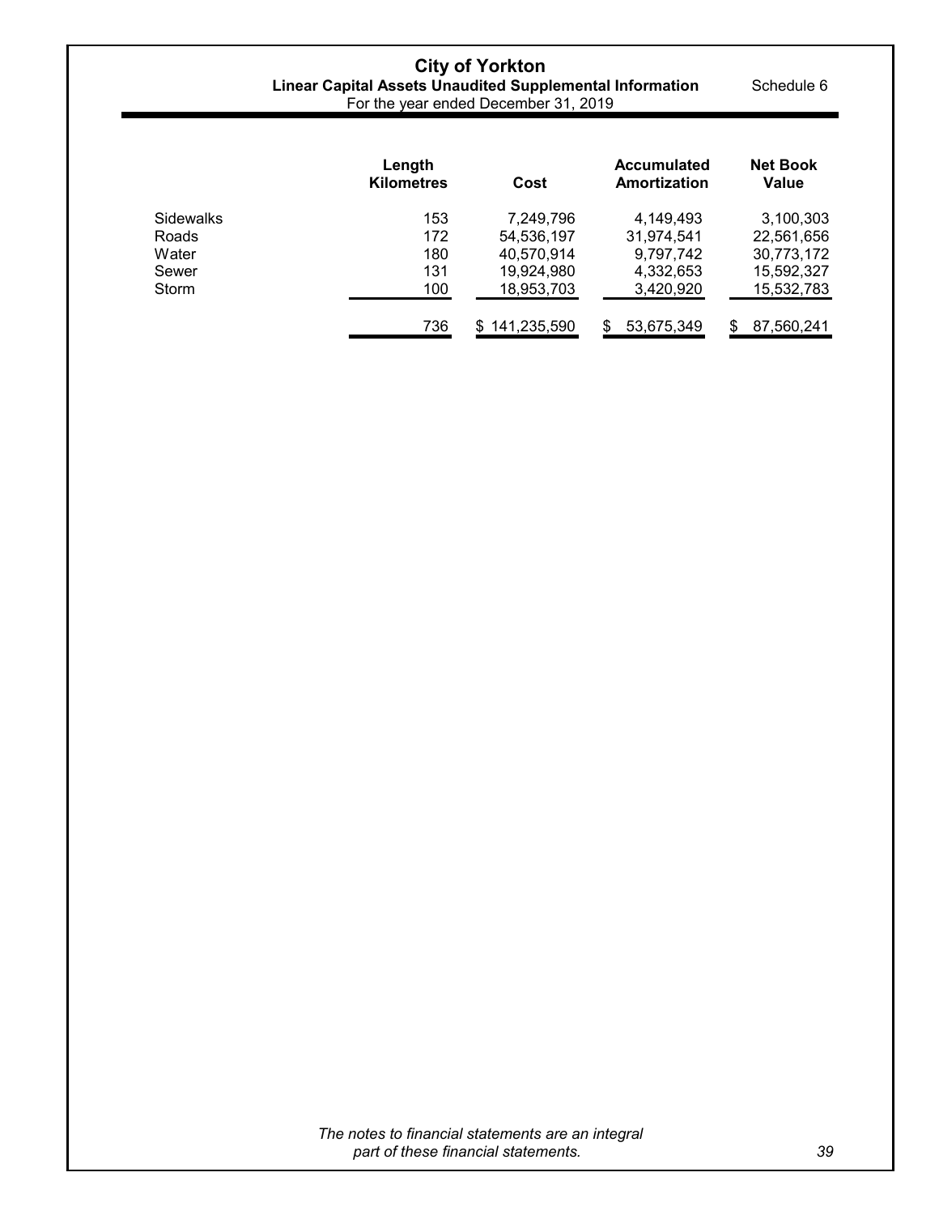# City of Yorkton

**Linear Capital Assets Unaudited Supplemental Information**

For the year ended December 31, 2019

Schedule 6

| | Length Kilometres | Cost | Accumulated Amortization | Net Book Value |
|---|---|---|---|---|
| Sidewalks | 153 | 7,249,796 | 4,149,493 | 3,100,303 |
| Roads | 172 | 54,536,197 | 31,974,541 | 22,561,656 |
| Water | 180 | 40,570,914 | 9,797,742 | 30,773,172 |
| Sewer | 131 | 19,924,980 | 4,332,653 | 15,592,327 |
| Storm | 100 | 18,953,703 | 3,420,920 | 15,532,783 |
| | 736 | $ 141,235,590 | $ 53,675,349 | $ 87,560,241 |

*The notes to financial statements are an integral part of these financial statements.*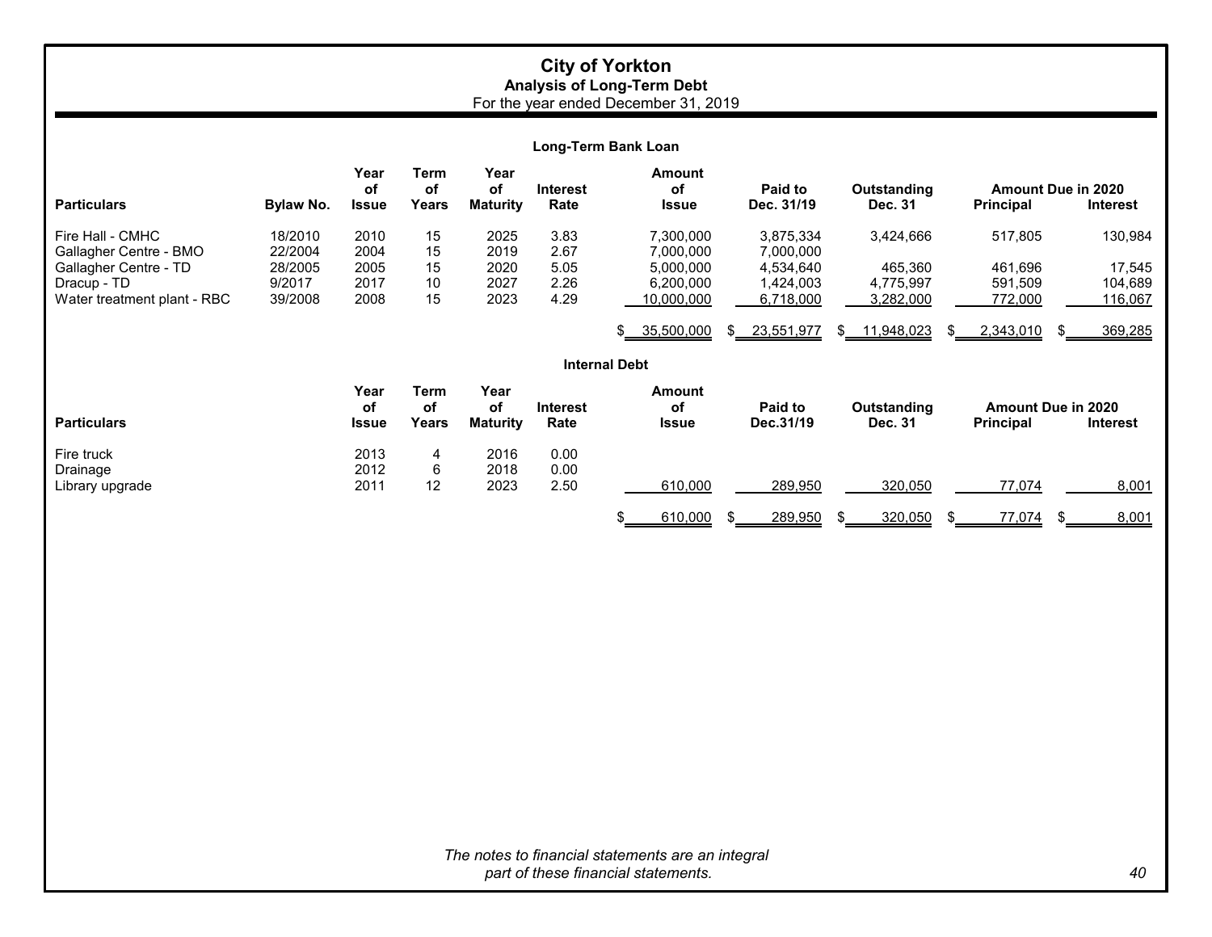# City of Yorkton

## Analysis of Long-Term Debt

For the year ended December 31, 2019

### Long-Term Bank Loan

| Particulars | Bylaw No. | Year of Issue | Term of Years | Year of Maturity | Interest Rate | Amount of Issue | Paid to Dec. 31/19 | Outstanding Dec. 31 | Amount Due in 2020 Principal | Amount Due in 2020 Interest |
|---|---|---|---|---|---|---|---|---|---|---|
| Fire Hall - CMHC | 18/2010 | 2010 | 15 | 2025 | 3.83 | 7,300,000 | 3,875,334 | 3,424,666 | 517,805 | 130,984 |
| Gallagher Centre - BMO | 22/2004 | 2004 | 15 | 2019 | 2.67 | 7,000,000 | 7,000,000 | | | |
| Gallagher Centre - TD | 28/2005 | 2005 | 15 | 2020 | 5.05 | 5,000,000 | 4,534,640 | 465,360 | 461,696 | 17,545 |
| Dracup - TD | 9/2017 | 2017 | 10 | 2027 | 2.26 | 6,200,000 | 1,424,003 | 4,775,997 | 591,509 | 104,689 |
| Water treatment plant - RBC | 39/2008 | 2008 | 15 | 2023 | 4.29 | 10,000,000 | 6,718,000 | 3,282,000 | 772,000 | 116,067 |
| | | | | | | $ 35,500,000 | $ 23,551,977 | $ 11,948,023 | $ 2,343,010 | $ 369,285 |

### Internal Debt

| Particulars | Year of Issue | Term of Years | Year of Maturity | Interest Rate | Amount of Issue | Paid to Dec.31/19 | Outstanding Dec. 31 | Amount Due in 2020 Principal | Amount Due in 2020 Interest |
|---|---|---|---|---|---|---|---|---|---|
| Fire truck | 2013 | 4 | 2016 | 0.00 | | | | | |
| Drainage | 2012 | 6 | 2018 | 0.00 | | | | | |
| Library upgrade | 2011 | 12 | 2023 | 2.50 | 610,000 | 289,950 | 320,050 | 77,074 | 8,001 |
| | | | | | $ 610,000 | $ 289,950 | $ 320,050 | $ 77,074 | $ 8,001 |

*The notes to financial statements are an integral part of these financial statements.*